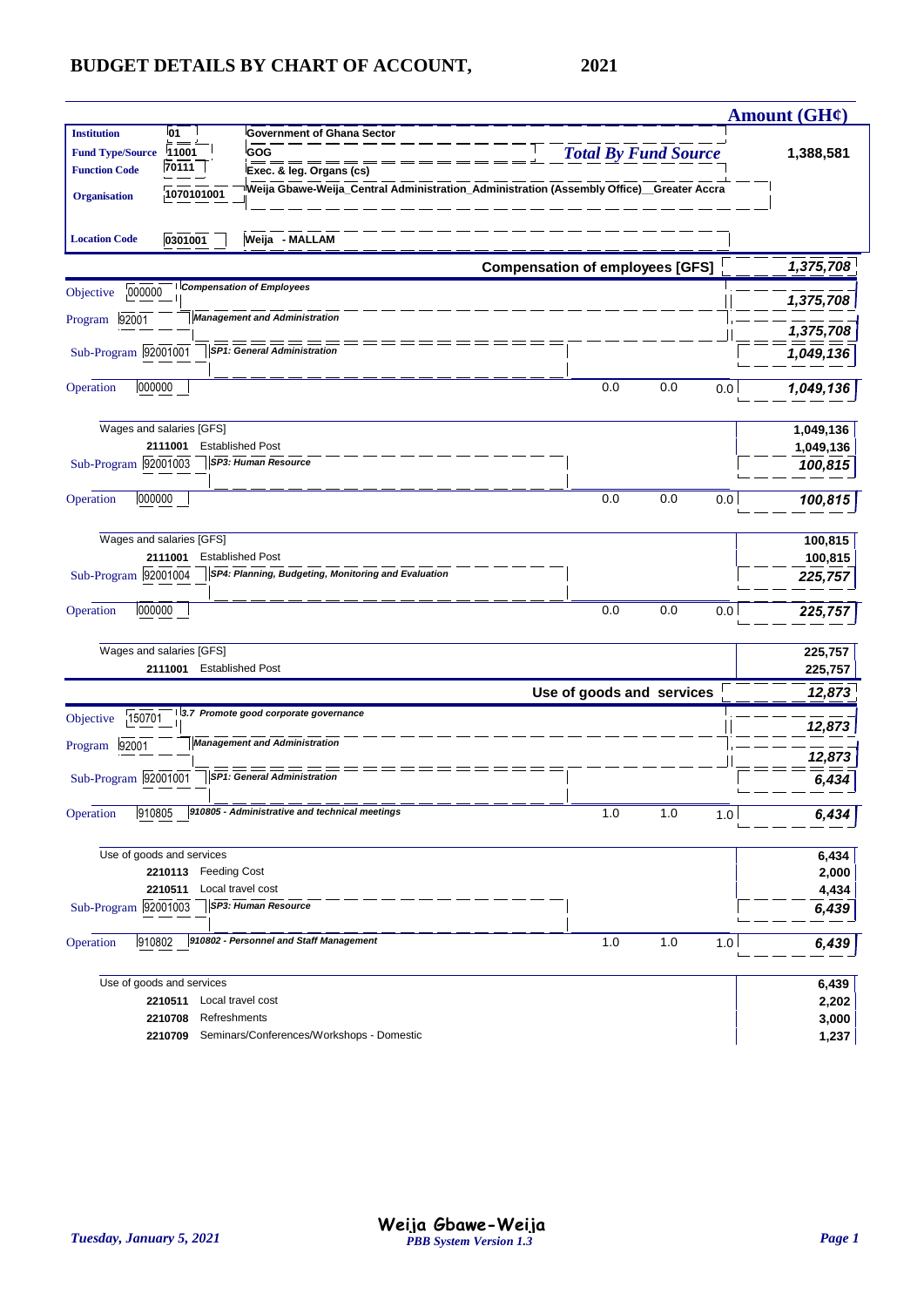# BUDGET DETAILS BY CHART OF ACCOUNT, 2021

**Amount (GH¢)**

| | | | |
|---|---|---|---|
| **Institution** | 01 | Government of Ghana Sector | |
| **Fund Type/Source** | 11001 | GOG | *Total By Fund Source* **1,388,581** |
| **Function Code** | 70111 | Exec. & leg. Organs (cs) | |
| **Organisation** | 1070101001 | Weija Gbawe-Weija_Central Administration_Administration (Assembly Office)__Greater Accra | |
| **Location Code** | 0301001 | Weija - MALLAM | |

## Compensation of employees [GFS] — *1,375,708*

| | | | | | | Amount |
|---|---|---|---|---|---|---|
| Objective | 000000 | *Compensation of Employees* | | | | *1,375,708* |
| Program | 92001 | *Management and Administration* | | | | *1,375,708* |
| Sub-Program | 92001001 | *SP1: General Administration* | | | | *1,049,136* |
| Operation | 000000 | | 0.0 | 0.0 | 0.0 | *1,049,136* |
| | | Wages and salaries [GFS] | | | | 1,049,136 |
| | 2111001 | Established Post | | | | 1,049,136 |
| Sub-Program | 92001003 | *SP3: Human Resource* | | | | *100,815* |
| Operation | 000000 | | 0.0 | 0.0 | 0.0 | *100,815* |
| | | Wages and salaries [GFS] | | | | 100,815 |
| | 2111001 | Established Post | | | | 100,815 |
| Sub-Program | 92001004 | *SP4: Planning, Budgeting, Monitoring and Evaluation* | | | | *225,757* |
| Operation | 000000 | | 0.0 | 0.0 | 0.0 | *225,757* |
| | | Wages and salaries [GFS] | | | | 225,757 |
| | 2111001 | Established Post | | | | 225,757 |

## Use of goods and services — *12,873*

| | | | | | | Amount |
|---|---|---|---|---|---|---|
| Objective | 150701 | *3.7 Promote good corporate governance* | | | | *12,873* |
| Program | 92001 | *Management and Administration* | | | | *12,873* |
| Sub-Program | 92001001 | *SP1: General Administration* | | | | *6,434* |
| Operation | 910805 | *910805 - Administrative and technical meetings* | 1.0 | 1.0 | 1.0 | *6,434* |
| | | Use of goods and services | | | | 6,434 |
| | 2210113 | Feeding Cost | | | | 2,000 |
| | 2210511 | Local travel cost | | | | 4,434 |
| Sub-Program | 92001003 | *SP3: Human Resource* | | | | *6,439* |
| Operation | 910802 | *910802 - Personnel and Staff Management* | 1.0 | 1.0 | 1.0 | *6,439* |
| | | Use of goods and services | | | | 6,439 |
| | 2210511 | Local travel cost | | | | 2,202 |
| | 2210708 | Refreshments | | | | 3,000 |
| | 2210709 | Seminars/Conferences/Workshops - Domestic | | | | 1,237 |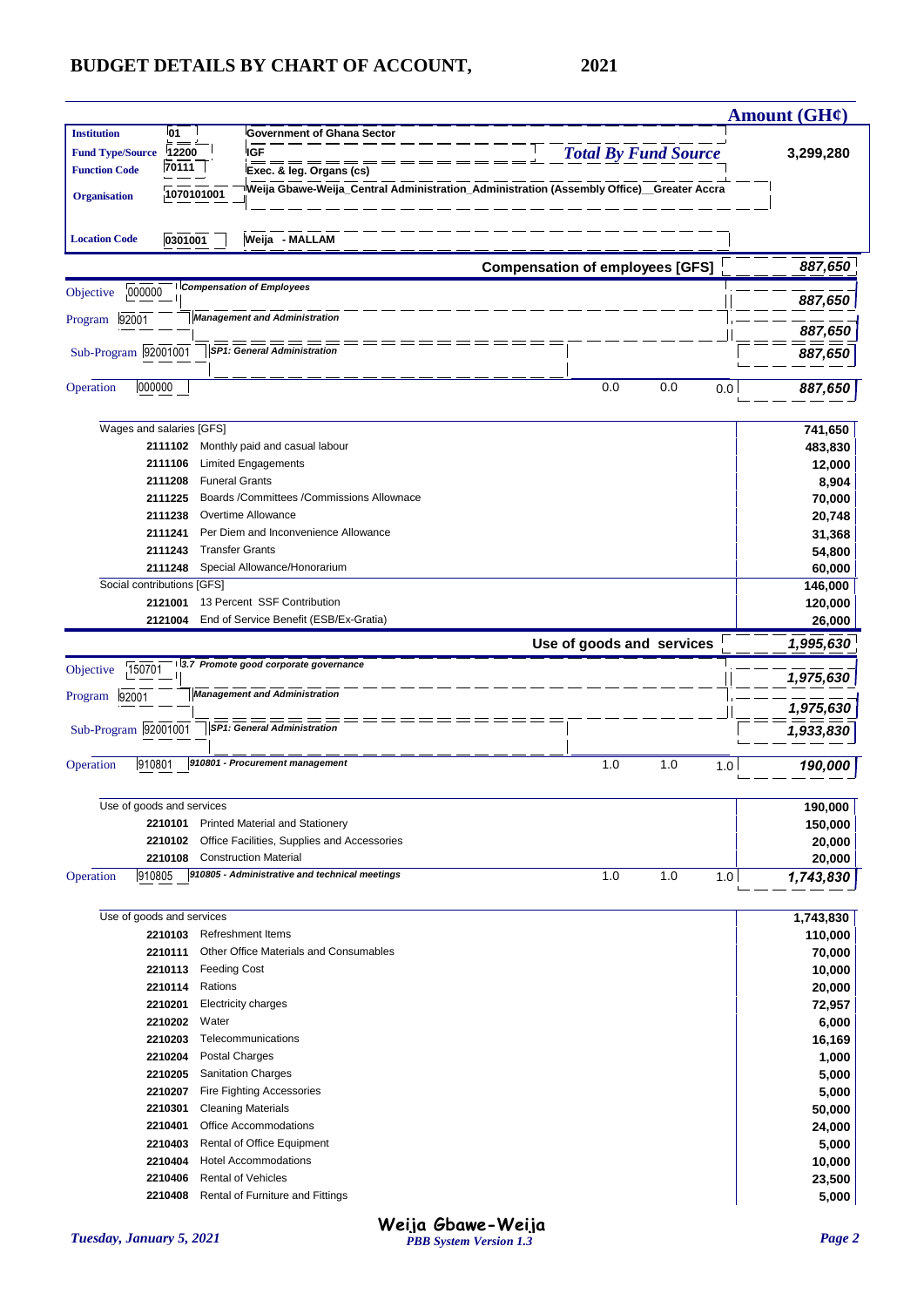# BUDGET DETAILS BY CHART OF ACCOUNT, 2021

| | | | Amount (GH¢) |
|---|---|---|---|
| **Institution** | 01 | Government of Ghana Sector | |
| **Fund Type/Source** | 12200 | IGF | ***Total By Fund Source*** 3,299,280 |
| **Function Code** | 70111 | Exec. & leg. Organs (cs) | |
| **Organisation** | 1070101001 | Weija Gbawe-Weija_Central Administration_Administration (Assembly Office)__Greater Accra | |
| **Location Code** | 0301001 | Weija - MALLAM | |

**Compensation of employees [GFS]** — *887,650*

| | | | | | | Amount |
|---|---|---|---|---|---|---|
| Objective | 000000 | *Compensation of Employees* | | | | *887,650* |
| Program | 92001 | *Management and Administration* | | | | *887,650* |
| Sub-Program | 92001001 | *SP1: General Administration* | | | | *887,650* |
| Operation | 000000 | | 0.0 | 0.0 | 0.0 | *887,650* |

| Code | Description | Amount |
|---|---|---|
| Wages and salaries [GFS] | | 741,650 |
| 2111102 | Monthly paid and casual labour | 483,830 |
| 2111106 | Limited Engagements | 12,000 |
| 2111208 | Funeral Grants | 8,904 |
| 2111225 | Boards /Committees /Commissions Allownace | 70,000 |
| 2111238 | Overtime Allowance | 20,748 |
| 2111241 | Per Diem and Inconvenience Allowance | 31,368 |
| 2111243 | Transfer Grants | 54,800 |
| 2111248 | Special Allowance/Honorarium | 60,000 |
| Social contributions [GFS] | | 146,000 |
| 2121001 | 13 Percent SSF Contribution | 120,000 |
| 2121004 | End of Service Benefit (ESB/Ex-Gratia) | 26,000 |

**Use of goods and services** — *1,995,630*

| | | | | | | Amount |
|---|---|---|---|---|---|---|
| Objective | 150701 | *3.7 Promote good corporate governance* | | | | *1,975,630* |
| Program | 92001 | *Management and Administration* | | | | *1,975,630* |
| Sub-Program | 92001001 | *SP1: General Administration* | | | | *1,933,830* |
| Operation | 910801 | *910801 - Procurement management* | 1.0 | 1.0 | 1.0 | *190,000* |

| Code | Description | Amount |
|---|---|---|
| Use of goods and services | | 190,000 |
| 2210101 | Printed Material and Stationery | 150,000 |
| 2210102 | Office Facilities, Supplies and Accessories | 20,000 |
| 2210108 | Construction Material | 20,000 |

| | | | | | | Amount |
|---|---|---|---|---|---|---|
| Operation | 910805 | *910805 - Administrative and technical meetings* | 1.0 | 1.0 | 1.0 | *1,743,830* |

| Code | Description | Amount |
|---|---|---|
| Use of goods and services | | 1,743,830 |
| 2210103 | Refreshment Items | 110,000 |
| 2210111 | Other Office Materials and Consumables | 70,000 |
| 2210113 | Feeding Cost | 10,000 |
| 2210114 | Rations | 20,000 |
| 2210201 | Electricity charges | 72,957 |
| 2210202 | Water | 6,000 |
| 2210203 | Telecommunications | 16,169 |
| 2210204 | Postal Charges | 1,000 |
| 2210205 | Sanitation Charges | 5,000 |
| 2210207 | Fire Fighting Accessories | 5,000 |
| 2210301 | Cleaning Materials | 50,000 |
| 2210401 | Office Accommodations | 24,000 |
| 2210403 | Rental of Office Equipment | 5,000 |
| 2210404 | Hotel Accommodations | 10,000 |
| 2210406 | Rental of Vehicles | 23,500 |
| 2210408 | Rental of Furniture and Fittings | 5,000 |

Weija Gbawe-Weija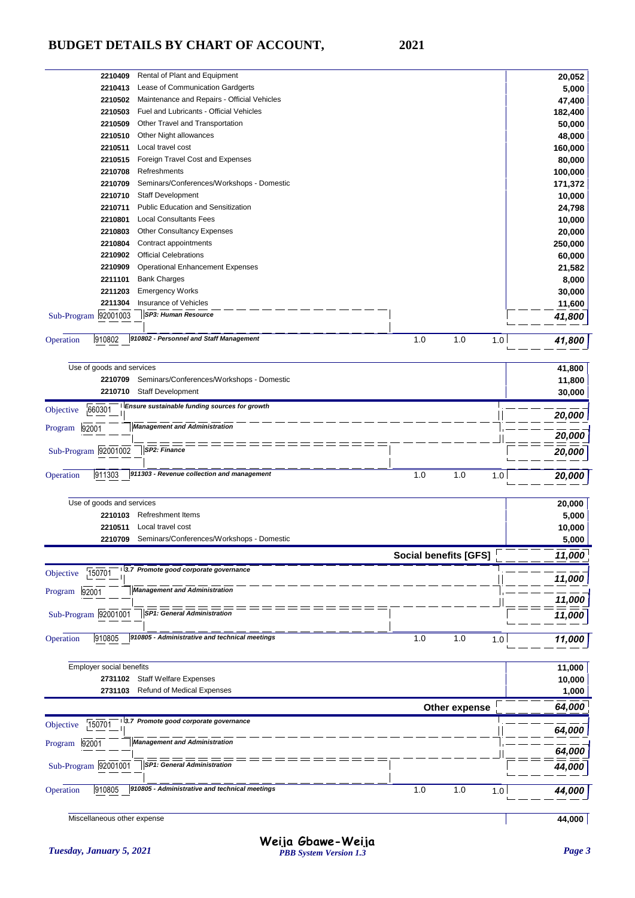# BUDGET DETAILS BY CHART OF ACCOUNT, 2021

| Code | Description | | | | Amount |
|---|---|---|---|---|---|
| 2210409 | Rental of Plant and Equipment | | | | 20,052 |
| 2210413 | Lease of Communication Gardgerts | | | | 5,000 |
| 2210502 | Maintenance and Repairs - Official Vehicles | | | | 47,400 |
| 2210503 | Fuel and Lubricants - Official Vehicles | | | | 182,400 |
| 2210509 | Other Travel and Transportation | | | | 50,000 |
| 2210510 | Other Night allowances | | | | 48,000 |
| 2210511 | Local travel cost | | | | 160,000 |
| 2210515 | Foreign Travel Cost and Expenses | | | | 80,000 |
| 2210708 | Refreshments | | | | 100,000 |
| 2210709 | Seminars/Conferences/Workshops - Domestic | | | | 171,372 |
| 2210710 | Staff Development | | | | 10,000 |
| 2210711 | Public Education and Sensitization | | | | 24,798 |
| 2210801 | Local Consultants Fees | | | | 10,000 |
| 2210803 | Other Consultancy Expenses | | | | 20,000 |
| 2210804 | Contract appointments | | | | 250,000 |
| 2210902 | Official Celebrations | | | | 60,000 |
| 2210909 | Operational Enhancement Expenses | | | | 21,582 |
| 2211101 | Bank Charges | | | | 8,000 |
| 2211203 | Emergency Works | | | | 30,000 |
| 2211304 | Insurance of Vehicles | | | | 11,600 |
| Sub-Program 92001003 | *SP3: Human Resource* | | | | *41,800* |
| Operation 910802 | *910802 - Personnel and Staff Management* | 1.0 | 1.0 | 1.0 | *41,800* |
| | Use of goods and services | | | | 41,800 |
| 2210709 | Seminars/Conferences/Workshops - Domestic | | | | 11,800 |
| 2210710 | Staff Development | | | | 30,000 |
| Objective 660301 | *Ensure sustainable funding sources for growth* | | | | *20,000* |
| Program 92001 | *Management and Administration* | | | | *20,000* |
| Sub-Program 92001002 | *SP2: Finance* | | | | *20,000* |
| Operation 911303 | *911303 - Revenue collection and management* | 1.0 | 1.0 | 1.0 | *20,000* |
| | Use of goods and services | | | | 20,000 |
| 2210103 | Refreshment Items | | | | 5,000 |
| 2210511 | Local travel cost | | | | 10,000 |
| 2210709 | Seminars/Conferences/Workshops - Domestic | | | | 5,000 |
| | **Social benefits [GFS]** | | | | *11,000* |
| Objective 150701 | *3.7 Promote good corporate governance* | | | | *11,000* |
| Program 92001 | *Management and Administration* | | | | *11,000* |
| Sub-Program 92001001 | *SP1: General Administration* | | | | *11,000* |
| Operation 910805 | *910805 - Administrative and technical meetings* | 1.0 | 1.0 | 1.0 | *11,000* |
| | Employer social benefits | | | | 11,000 |
| 2731102 | Staff Welfare Expenses | | | | 10,000 |
| 2731103 | Refund of Medical Expenses | | | | 1,000 |
| | **Other expense** | | | | *64,000* |
| Objective 150701 | *3.7 Promote good corporate governance* | | | | *64,000* |
| Program 92001 | *Management and Administration* | | | | *64,000* |
| Sub-Program 92001001 | *SP1: General Administration* | | | | *44,000* |
| Operation 910805 | *910805 - Administrative and technical meetings* | 1.0 | 1.0 | 1.0 | *44,000* |
| | Miscellaneous other expense | | | | 44,000 |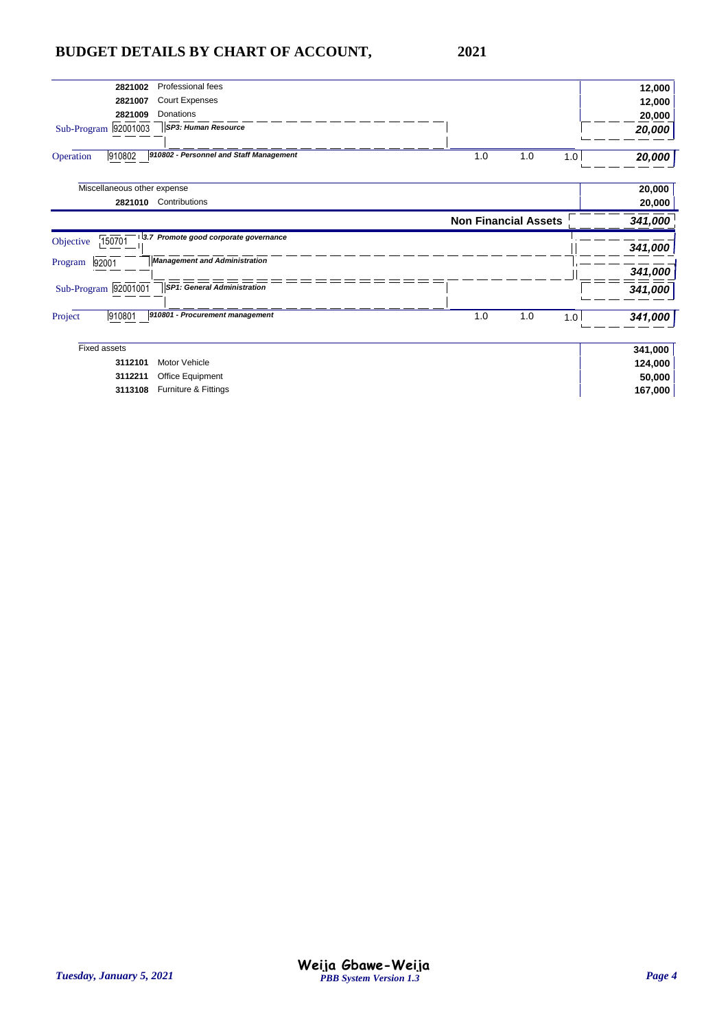# BUDGET DETAILS BY CHART OF ACCOUNT, 2021

| | | | | | |
|---|---|---|---|---|---|
| 2821002 | Professional fees | | | | 12,000 |
| 2821007 | Court Expenses | | | | 12,000 |
| 2821009 | Donations | | | | 20,000 |
| Sub-Program 92001003 | *SP3: Human Resource* | | | | *20,000* |
| Operation 910802 | *910802 - Personnel and Staff Management* | 1.0 | 1.0 | 1.0 | *20,000* |
| Miscellaneous other expense | | | | | 20,000 |
| 2821010 | Contributions | | | | 20,000 |
| | **Non Financial Assets** | | | | *341,000* |
| Objective 150701 | *3.7 Promote good corporate governance* | | | | *341,000* |
| Program 92001 | *Management and Administration* | | | | *341,000* |
| Sub-Program 92001001 | *SP1: General Administration* | | | | *341,000* |
| Project 910801 | *910801 - Procurement management* | 1.0 | 1.0 | 1.0 | *341,000* |
| Fixed assets | | | | | 341,000 |
| 3112101 | Motor Vehicle | | | | 124,000 |
| 3112211 | Office Equipment | | | | 50,000 |
| 3113108 | Furniture & Fittings | | | | 167,000 |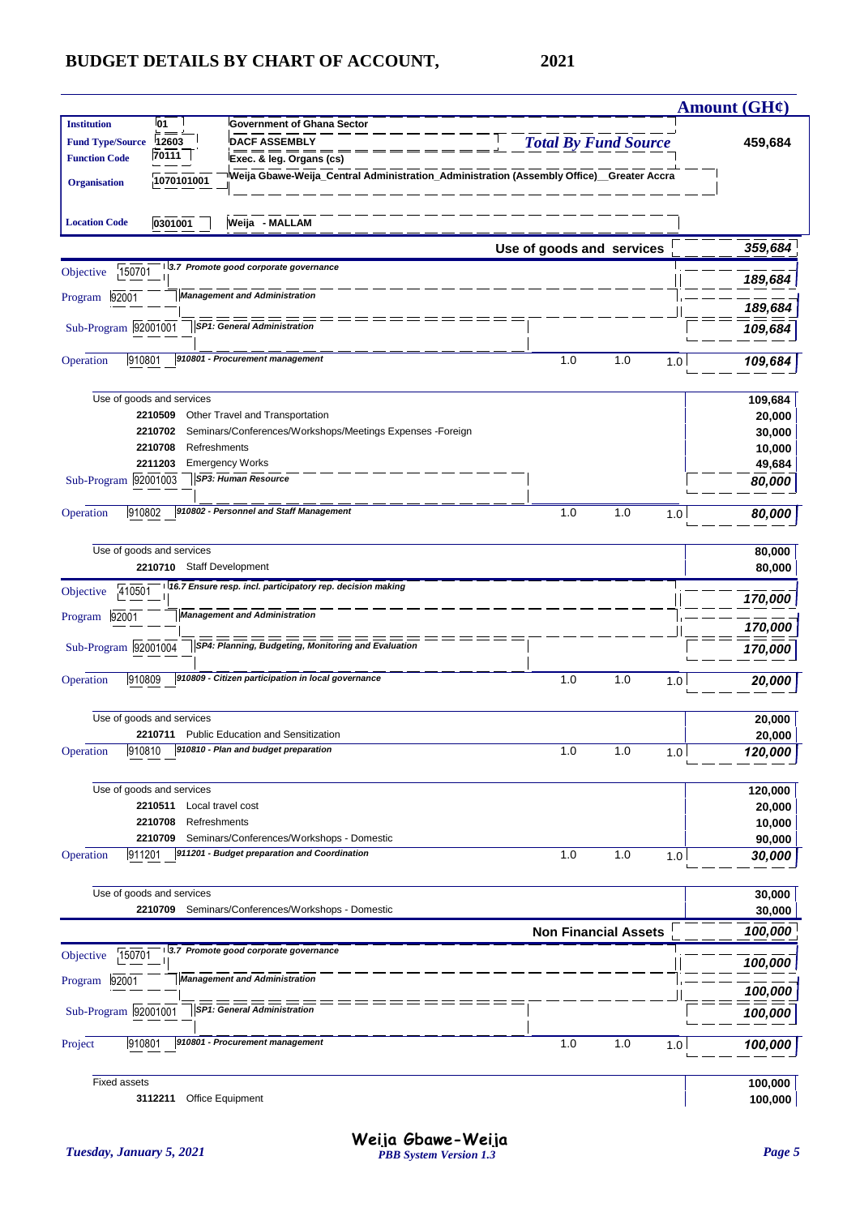# BUDGET DETAILS BY CHART OF ACCOUNT, 2021

**Amount (GH¢)**

| | | | |
|---|---|---|---|
| **Institution** | 01 | Government of Ghana Sector | |
| **Fund Type/Source** | 12603 | DACF ASSEMBLY | *Total By Fund Source* 459,684 |
| **Function Code** | 70111 | Exec. & leg. Organs (cs) | |
| **Organisation** | 1070101001 | Weija Gbawe-Weija_Central Administration_Administration (Assembly Office)__Greater Accra | |
| **Location Code** | 0301001 | Weija - MALLAM | |

| | | | | | Amount (GH¢) |
|---|---|---|---|---|---|
| **Use of goods and services** | | | | | ***359,684*** |
| Objective 150701 | *3.7 Promote good corporate governance* | | | | ***189,684*** |
| Program 92001 | *Management and Administration* | | | | ***189,684*** |
| Sub-Program 92001001 | *SP1: General Administration* | | | | ***109,684*** |
| Operation 910801 | *910801 - Procurement management* | 1.0 | 1.0 | 1.0 | ***109,684*** |
| Use of goods and services | | | | | **109,684** |
| **2210509** | Other Travel and Transportation | | | | **20,000** |
| **2210702** | Seminars/Conferences/Workshops/Meetings Expenses -Foreign | | | | **30,000** |
| **2210708** | Refreshments | | | | **10,000** |
| **2211203** | Emergency Works | | | | **49,684** |
| Sub-Program 92001003 | *SP3: Human Resource* | | | | ***80,000*** |
| Operation 910802 | *910802 - Personnel and Staff Management* | 1.0 | 1.0 | 1.0 | ***80,000*** |
| Use of goods and services | | | | | **80,000** |
| **2210710** | Staff Development | | | | **80,000** |
| Objective 410501 | *16.7 Ensure resp. incl. participatory rep. decision making* | | | | ***170,000*** |
| Program 92001 | *Management and Administration* | | | | ***170,000*** |
| Sub-Program 92001004 | *SP4: Planning, Budgeting, Monitoring and Evaluation* | | | | ***170,000*** |
| Operation 910809 | *910809 - Citizen participation in local governance* | 1.0 | 1.0 | 1.0 | ***20,000*** |
| Use of goods and services | | | | | **20,000** |
| **2210711** | Public Education and Sensitization | | | | **20,000** |
| Operation 910810 | *910810 - Plan and budget preparation* | 1.0 | 1.0 | 1.0 | ***120,000*** |
| Use of goods and services | | | | | **120,000** |
| **2210511** | Local travel cost | | | | **20,000** |
| **2210708** | Refreshments | | | | **10,000** |
| **2210709** | Seminars/Conferences/Workshops - Domestic | | | | **90,000** |
| Operation 911201 | *911201 - Budget preparation and Coordination* | 1.0 | 1.0 | 1.0 | ***30,000*** |
| Use of goods and services | | | | | **30,000** |
| **2210709** | Seminars/Conferences/Workshops - Domestic | | | | **30,000** |
| **Non Financial Assets** | | | | | ***100,000*** |
| Objective 150701 | *3.7 Promote good corporate governance* | | | | ***100,000*** |
| Program 92001 | *Management and Administration* | | | | ***100,000*** |
| Sub-Program 92001001 | *SP1: General Administration* | | | | ***100,000*** |
| Project 910801 | *910801 - Procurement management* | 1.0 | 1.0 | 1.0 | ***100,000*** |
| Fixed assets | | | | | **100,000** |
| **3112211** | Office Equipment | | | | **100,000** |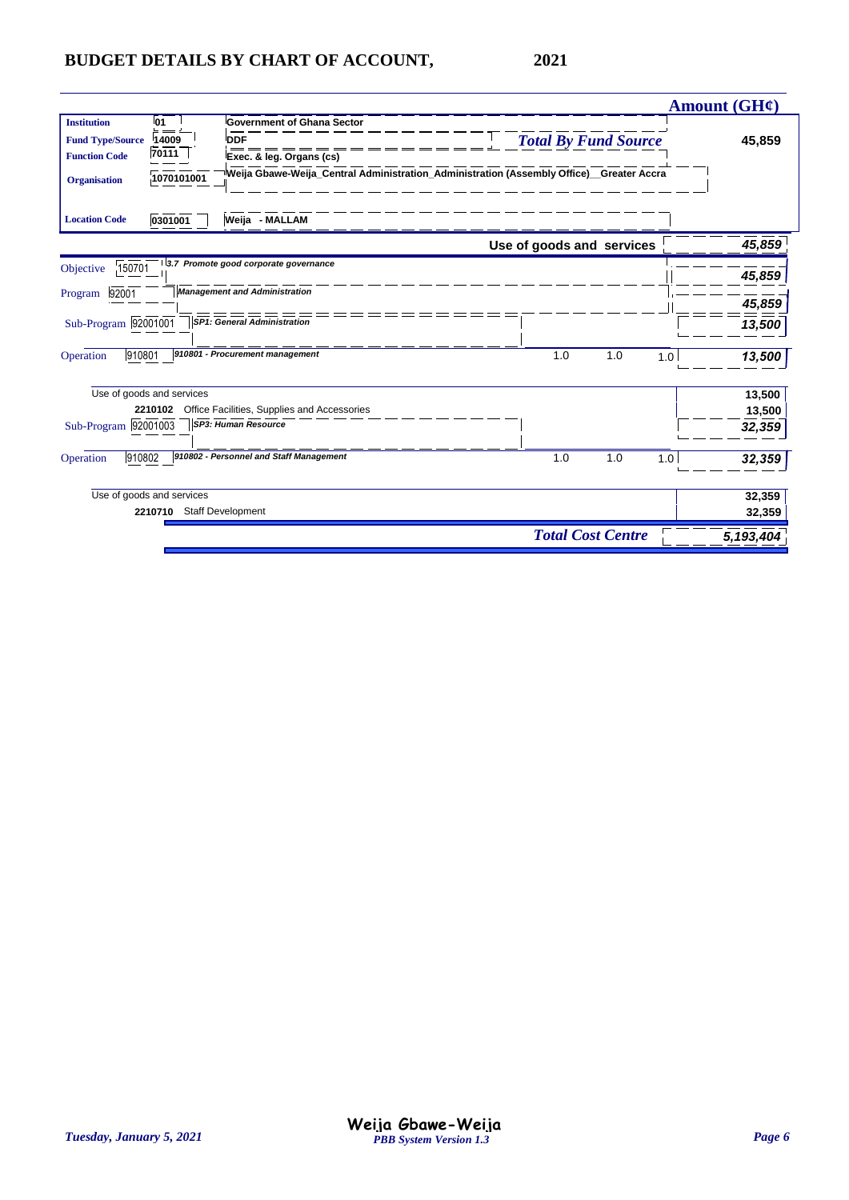## BUDGET DETAILS BY CHART OF ACCOUNT, 2021

| | | | **Amount (GH¢)** |
|---|---|---|---|
| **Institution** | 01 | Government of Ghana Sector | |
| **Fund Type/Source** | 14009 | DDF | ***Total By Fund Source*** 45,859 |
| **Function Code** | 70111 | Exec. & leg. Organs (cs) | |
| **Organisation** | 1070101001 | Weija Gbawe-Weija_Central Administration_Administration (Assembly Office)__Greater Accra | |
| **Location Code** | 0301001 | Weija - MALLAM | |

| | | | | | | Amount (GH¢) |
|---|---|---|---|---|---|---|
| | | **Use of goods and services** | | | | ***45,859*** |
| Objective | 150701 | *3.7 Promote good corporate governance* | | | | ***45,859*** |
| Program | 92001 | *Management and Administration* | | | | ***45,859*** |
| Sub-Program | 92001001 | *SP1: General Administration* | | | | ***13,500*** |
| Operation | 910801 | *910801 - Procurement management* | 1.0 | 1.0 | 1.0 | ***13,500*** |
| | | Use of goods and services | | | | 13,500 |
| | 2210102 | Office Facilities, Supplies and Accessories | | | | 13,500 |
| Sub-Program | 92001003 | *SP3: Human Resource* | | | | ***32,359*** |
| Operation | 910802 | *910802 - Personnel and Staff Management* | 1.0 | 1.0 | 1.0 | ***32,359*** |
| | | Use of goods and services | | | | 32,359 |
| | 2210710 | Staff Development | | | | 32,359 |
| | | ***Total Cost Centre*** | | | | ***5,193,404*** |

*Tuesday, January 5, 2021* — Weija Gbawe-Weija — *PBB System Version 1.3*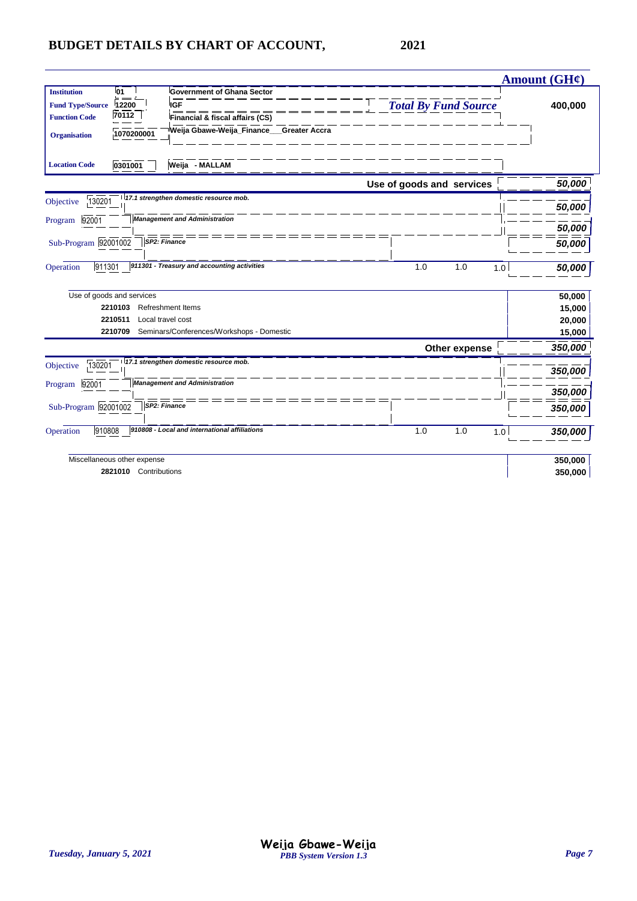# BUDGET DETAILS BY CHART OF ACCOUNT, 2021

| | | | Amount (GH¢) |
|---|---|---|---|
| **Institution** | 01 | Government of Ghana Sector | |
| **Fund Type/Source** | 12200 | IGF | *Total By Fund Source* **400,000** |
| **Function Code** | 70112 | Financial & fiscal affairs (CS) | |
| **Organisation** | 1070200001 | Weija Gbawe-Weija_Finance___Greater Accra | |
| **Location Code** | 0301001 | Weija - MALLAM | |

**Use of goods and services** — *50,000*

| | Code | Description | | | | Amount |
|---|---|---|---|---|---|---|
| Objective | 130201 | *17.1 strengthen domestic resource mob.* | | | | *50,000* |
| Program | 92001 | *Management and Administration* | | | | *50,000* |
| Sub-Program | 92001002 | *SP2: Finance* | | | | *50,000* |
| Operation | 911301 | *911301 - Treasury and accounting activities* | 1.0 | 1.0 | 1.0 | *50,000* |

| Use of goods and services | | 50,000 |
|---|---|---|
| 2210103 | Refreshment Items | 15,000 |
| 2210511 | Local travel cost | 20,000 |
| 2210709 | Seminars/Conferences/Workshops - Domestic | 15,000 |

**Other expense** — *350,000*

| | Code | Description | | | | Amount |
|---|---|---|---|---|---|---|
| Objective | 130201 | *17.1 strengthen domestic resource mob.* | | | | *350,000* |
| Program | 92001 | *Management and Administration* | | | | *350,000* |
| Sub-Program | 92001002 | *SP2: Finance* | | | | *350,000* |
| Operation | 910808 | *910808 - Local and international affiliations* | 1.0 | 1.0 | 1.0 | *350,000* |

| Miscellaneous other expense | | 350,000 |
|---|---|---|
| 2821010 | Contributions | 350,000 |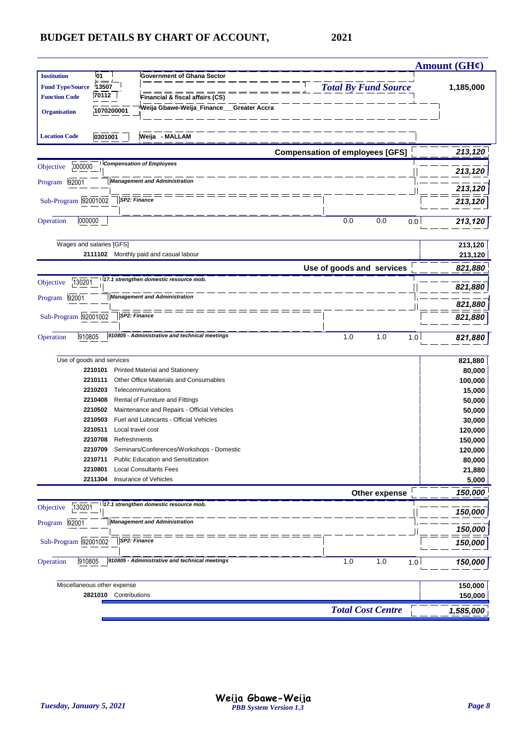## BUDGET DETAILS BY CHART OF ACCOUNT, 2021

| | | | **Amount (GH¢)** |
|---|---|---|---|
| **Institution** | 01 | Government of Ghana Sector | |
| **Fund Type/Source** | 13507 | ***Total By Fund Source*** | **1,185,000** |
| **Function Code** | 70112 | Financial & fiscal affairs (CS) | |
| **Organisation** | 1070200001 | Weija Gbawe-Weija_Finance___Greater Accra | |
| **Location Code** | 0301001 | Weija - MALLAM | |

### Compensation of employees [GFS] — *213,120*

| | | | | | | |
|---|---|---|---|---|---|---|
| Objective | 000000 | *Compensation of Employees* | | | | *213,120* |
| Program | 92001 | *Management and Administration* | | | | *213,120* |
| Sub-Program | 92001002 | *SP2: Finance* | | | | *213,120* |
| Operation | 000000 | | 0.0 | 0.0 | 0.0 | *213,120* |

| | | Amount |
|---|---|---|
| Wages and salaries [GFS] | | 213,120 |
| 2111102 | Monthly paid and casual labour | 213,120 |

### Use of goods and services — *821,880*

| | | | | | | |
|---|---|---|---|---|---|---|
| Objective | 130201 | *17.1 strengthen domestic resource mob.* | | | | *821,880* |
| Program | 92001 | *Management and Administration* | | | | *821,880* |
| Sub-Program | 92001002 | *SP2: Finance* | | | | *821,880* |
| Operation | 910805 | *910805 - Administrative and technical meetings* | 1.0 | 1.0 | 1.0 | *821,880* |

| | | Amount |
|---|---|---|
| Use of goods and services | | 821,880 |
| 2210101 | Printed Material and Stationery | 80,000 |
| 2210111 | Other Office Materials and Consumables | 100,000 |
| 2210203 | Telecommunications | 15,000 |
| 2210408 | Rental of Furniture and Fittings | 50,000 |
| 2210502 | Maintenance and Repairs - Official Vehicles | 50,000 |
| 2210503 | Fuel and Lubricants - Official Vehicles | 30,000 |
| 2210511 | Local travel cost | 120,000 |
| 2210708 | Refreshments | 150,000 |
| 2210709 | Seminars/Conferences/Workshops - Domestic | 120,000 |
| 2210711 | Public Education and Sensitization | 80,000 |
| 2210801 | Local Consultants Fees | 21,880 |
| 2211304 | Insurance of Vehicles | 5,000 |

### Other expense — *150,000*

| | | | | | | |
|---|---|---|---|---|---|---|
| Objective | 130201 | *17.1 strengthen domestic resource mob.* | | | | *150,000* |
| Program | 92001 | *Management and Administration* | | | | *150,000* |
| Sub-Program | 92001002 | *SP2: Finance* | | | | *150,000* |
| Operation | 910805 | *910805 - Administrative and technical meetings* | 1.0 | 1.0 | 1.0 | *150,000* |

| | | Amount |
|---|---|---|
| Miscellaneous other expense | | 150,000 |
| 2821010 | Contributions | 150,000 |

***Total Cost Centre*** — ***1,585,000***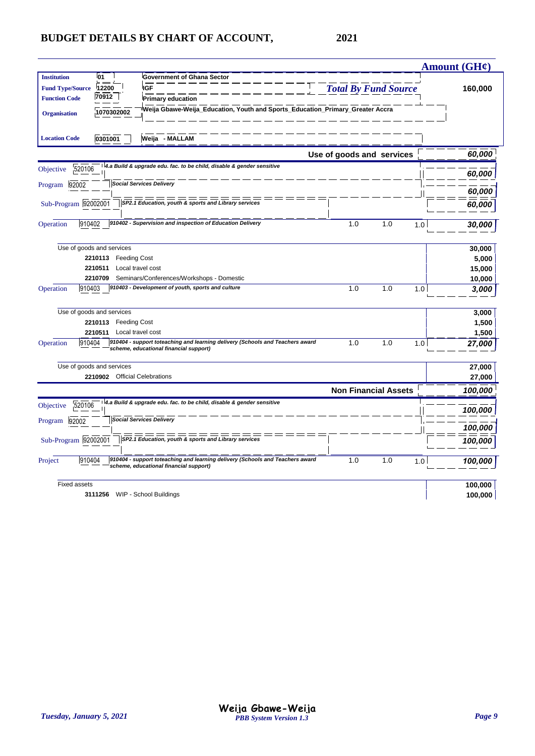# BUDGET DETAILS BY CHART OF ACCOUNT, 2021

| | | | | | | Amount (GH¢) |
|---|---|---|---|---|---|---|
| **Institution** | 01 | Government of Ghana Sector | | | | |
| **Fund Type/Source** | 12200 | IGF | *Total By Fund Source* | | | 160,000 |
| **Function Code** | 70912 | Primary education | | | | |
| **Organisation** | 1070302002 | Weija Gbawe-Weija_Education, Youth and Sports_Education_Primary_Greater Accra | | | | |
| **Location Code** | 0301001 | Weija - MALLAM | | | | |
| | | | **Use of goods and services** | | | *60,000* |
| Objective | 520106 | *4.a Build & upgrade edu. fac. to be child, disable & gender sensitive* | | | | *60,000* |
| Program | 92002 | *Social Services Delivery* | | | | *60,000* |
| Sub-Program | 92002001 | *SP2.1 Education, youth & sports and Library services* | | | | *60,000* |
| Operation | 910402 | *910402 - Supervision and inspection of Education Delivery* | 1.0 | 1.0 | 1.0 | *30,000* |
| Use of goods and services | | | | | | 30,000 |
| | 2210113 | Feeding Cost | | | | 5,000 |
| | 2210511 | Local travel cost | | | | 15,000 |
| | 2210709 | Seminars/Conferences/Workshops - Domestic | | | | 10,000 |
| Operation | 910403 | *910403 - Development of youth, sports and culture* | 1.0 | 1.0 | 1.0 | *3,000* |
| Use of goods and services | | | | | | 3,000 |
| | 2210113 | Feeding Cost | | | | 1,500 |
| | 2210511 | Local travel cost | | | | 1,500 |
| Operation | 910404 | *910404 - support toteaching and learning delivery (Schools and Teachers award scheme, educational financial support)* | 1.0 | 1.0 | 1.0 | *27,000* |
| Use of goods and services | | | | | | 27,000 |
| | 2210902 | Official Celebrations | | | | 27,000 |
| | | | **Non Financial Assets** | | | *100,000* |
| Objective | 520106 | *4.a Build & upgrade edu. fac. to be child, disable & gender sensitive* | | | | *100,000* |
| Program | 92002 | *Social Services Delivery* | | | | *100,000* |
| Sub-Program | 92002001 | *SP2.1 Education, youth & sports and Library services* | | | | *100,000* |
| Project | 910404 | *910404 - support toteaching and learning delivery (Schools and Teachers award scheme, educational financial support)* | 1.0 | 1.0 | 1.0 | *100,000* |
| Fixed assets | | | | | | 100,000 |
| | 3111256 | WIP - School Buildings | | | | 100,000 |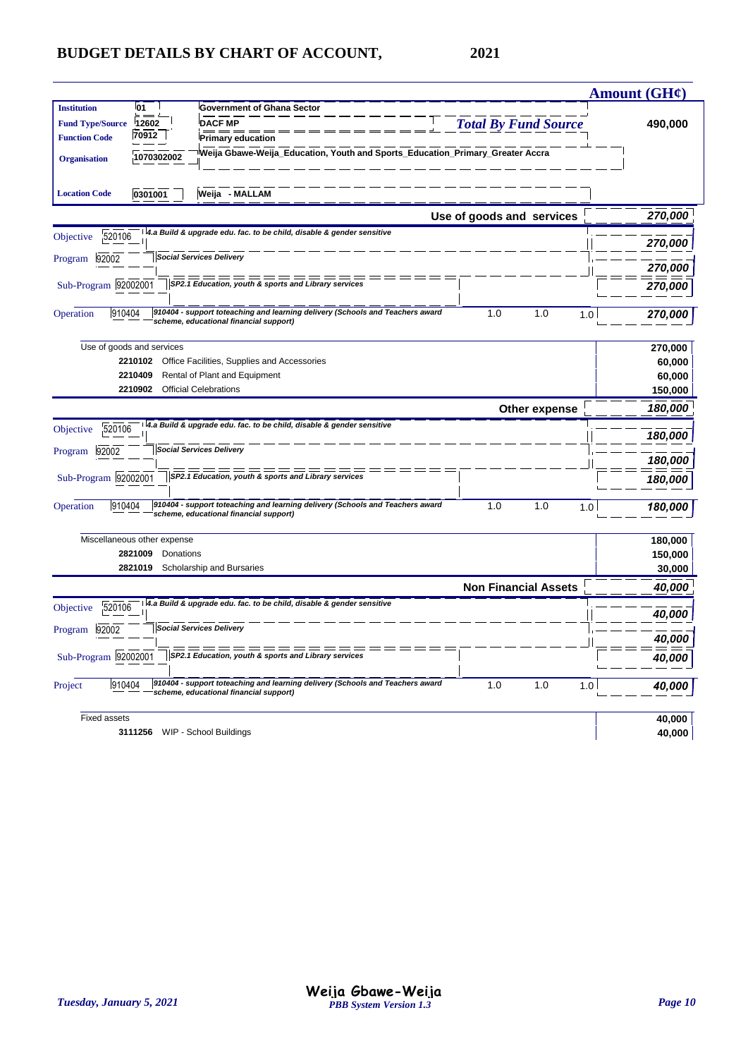# BUDGET DETAILS BY CHART OF ACCOUNT, 2021

**Amount (GH¢)**

| | | | |
|---|---|---|---|
| **Institution** | 01 | Government of Ghana Sector | |
| **Fund Type/Source** | 12602 | DACF MP | ***Total By Fund Source*** **490,000** |
| **Function Code** | 70912 | Primary education | |
| **Organisation** | 1070302002 | Weija Gbawe-Weija_Education, Youth and Sports_Education_Primary_Greater Accra | |
| **Location Code** | 0301001 | Weija - MALLAM | |

**Use of goods and services** ***270,000***

| | | | | | | |
|---|---|---|---|---|---|---|
| Objective | 520106 | *4.a Build & upgrade edu. fac. to be child, disable & gender sensitive* | | | | ***270,000*** |
| Program | 92002 | *Social Services Delivery* | | | | ***270,000*** |
| Sub-Program | 92002001 | *SP2.1 Education, youth & sports and Library services* | | | | ***270,000*** |
| Operation | 910404 | *910404 - support toteaching and learning delivery (Schools and Teachers award scheme, educational financial support)* | 1.0 | 1.0 | 1.0 | ***270,000*** |

| Use of goods and services | | **270,000** |
|---|---|---|
| **2210102** | Office Facilities, Supplies and Accessories | **60,000** |
| **2210409** | Rental of Plant and Equipment | **60,000** |
| **2210902** | Official Celebrations | **150,000** |

**Other expense** ***180,000***

| | | | | | | |
|---|---|---|---|---|---|---|
| Objective | 520106 | *4.a Build & upgrade edu. fac. to be child, disable & gender sensitive* | | | | ***180,000*** |
| Program | 92002 | *Social Services Delivery* | | | | ***180,000*** |
| Sub-Program | 92002001 | *SP2.1 Education, youth & sports and Library services* | | | | ***180,000*** |
| Operation | 910404 | *910404 - support toteaching and learning delivery (Schools and Teachers award scheme, educational financial support)* | 1.0 | 1.0 | 1.0 | ***180,000*** |

| Miscellaneous other expense | | **180,000** |
|---|---|---|
| **2821009** | Donations | **150,000** |
| **2821019** | Scholarship and Bursaries | **30,000** |

**Non Financial Assets** ***40,000***

| | | | | | | |
|---|---|---|---|---|---|---|
| Objective | 520106 | *4.a Build & upgrade edu. fac. to be child, disable & gender sensitive* | | | | ***40,000*** |
| Program | 92002 | *Social Services Delivery* | | | | ***40,000*** |
| Sub-Program | 92002001 | *SP2.1 Education, youth & sports and Library services* | | | | ***40,000*** |
| Project | 910404 | *910404 - support toteaching and learning delivery (Schools and Teachers award scheme, educational financial support)* | 1.0 | 1.0 | 1.0 | ***40,000*** |

| Fixed assets | | **40,000** |
|---|---|---|
| **3111256** | WIP - School Buildings | **40,000** |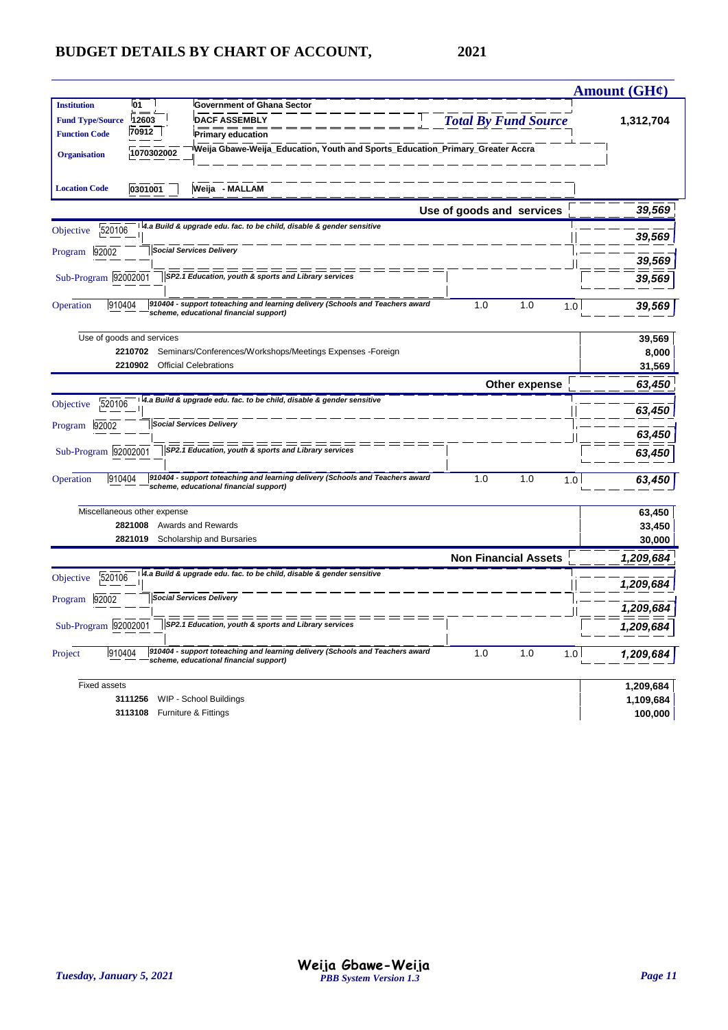# BUDGET DETAILS BY CHART OF ACCOUNT, 2021

| | | | Amount (GH¢) |
|---|---|---|---|
| **Institution** | 01 | Government of Ghana Sector | |
| **Fund Type/Source** | 12603 | DACF ASSEMBLY | *Total By Fund Source* 1,312,704 |
| **Function Code** | 70912 | Primary education | |
| **Organisation** | 1070302002 | Weija Gbawe-Weija_Education, Youth and Sports_Education_Primary_Greater Accra | |
| **Location Code** | 0301001 | Weija - MALLAM | |

**Use of goods and services** — *39,569*

| | | | | | | |
|---|---|---|---|---|---|---|
| Objective | 520106 | *4.a Build & upgrade edu. fac. to be child, disable & gender sensitive* | | | | *39,569* |
| Program | 92002 | *Social Services Delivery* | | | | *39,569* |
| Sub-Program | 92002001 | *SP2.1 Education, youth & sports and Library services* | | | | *39,569* |
| Operation | 910404 | *910404 - support toteaching and learning delivery (Schools and Teachers award scheme, educational financial support)* | 1.0 | 1.0 | 1.0 | *39,569* |

| Use of goods and services | | 39,569 |
|---|---|---|
| 2210702 | Seminars/Conferences/Workshops/Meetings Expenses -Foreign | 8,000 |
| 2210902 | Official Celebrations | 31,569 |

**Other expense** — *63,450*

| | | | | | | |
|---|---|---|---|---|---|---|
| Objective | 520106 | *4.a Build & upgrade edu. fac. to be child, disable & gender sensitive* | | | | *63,450* |
| Program | 92002 | *Social Services Delivery* | | | | *63,450* |
| Sub-Program | 92002001 | *SP2.1 Education, youth & sports and Library services* | | | | *63,450* |
| Operation | 910404 | *910404 - support toteaching and learning delivery (Schools and Teachers award scheme, educational financial support)* | 1.0 | 1.0 | 1.0 | *63,450* |

| Miscellaneous other expense | | 63,450 |
|---|---|---|
| 2821008 | Awards and Rewards | 33,450 |
| 2821019 | Scholarship and Bursaries | 30,000 |

**Non Financial Assets** — *1,209,684*

| | | | | | | |
|---|---|---|---|---|---|---|
| Objective | 520106 | *4.a Build & upgrade edu. fac. to be child, disable & gender sensitive* | | | | *1,209,684* |
| Program | 92002 | *Social Services Delivery* | | | | *1,209,684* |
| Sub-Program | 92002001 | *SP2.1 Education, youth & sports and Library services* | | | | *1,209,684* |
| Project | 910404 | *910404 - support toteaching and learning delivery (Schools and Teachers award scheme, educational financial support)* | 1.0 | 1.0 | 1.0 | *1,209,684* |

| Fixed assets | | 1,209,684 |
|---|---|---|
| 3111256 | WIP - School Buildings | 1,109,684 |
| 3113108 | Furniture & Fittings | 100,000 |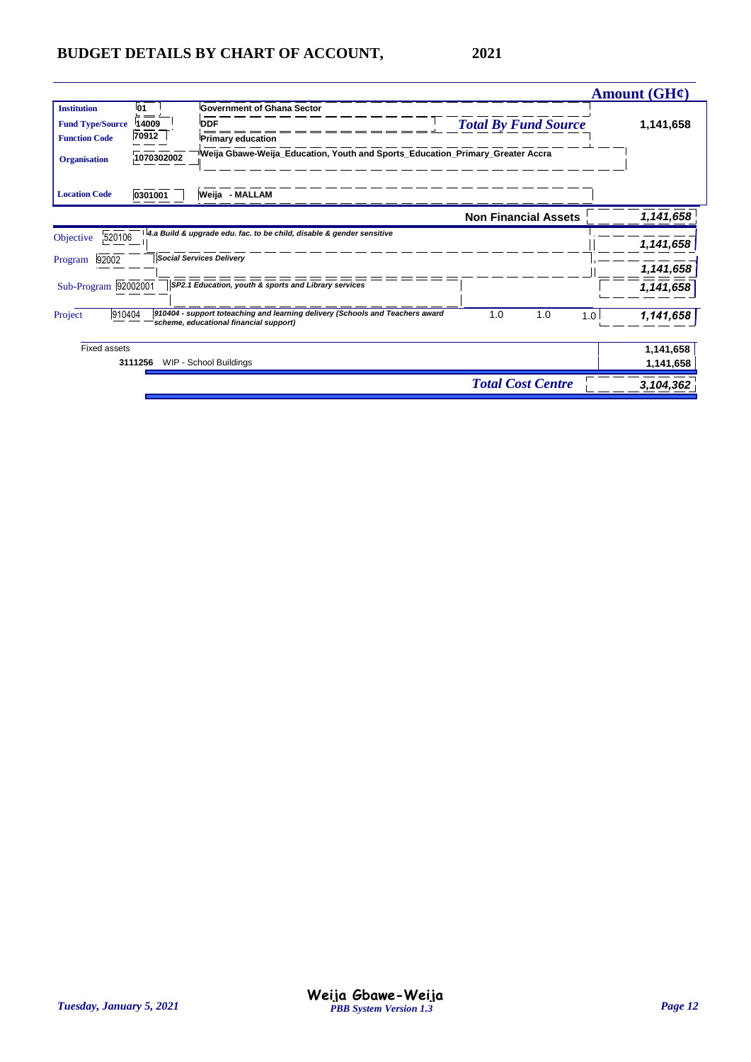## BUDGET DETAILS BY CHART OF ACCOUNT, 2021

| | | | | Amount (GH¢) |
|---|---|---|---|---|
| **Institution** | 01 | Government of Ghana Sector | | |
| **Fund Type/Source** | 14009 | DDF | *Total By Fund Source* | 1,141,658 |
| **Function Code** | 70912 | Primary education | | |
| **Organisation** | 1070302002 | Weija Gbawe-Weija_Education, Youth and Sports_Education_Primary_Greater Accra | | |
| **Location Code** | 0301001 | Weija - MALLAM | | |

| | | | | | | Amount (GH¢) |
|---|---|---|---|---|---|---|
| | | **Non Financial Assets** | | | | *1,141,658* |
| Objective | 520106 | *4.a Build & upgrade edu. fac. to be child, disable & gender sensitive* | | | | *1,141,658* |
| Program | 92002 | *Social Services Delivery* | | | | *1,141,658* |
| Sub-Program | 92002001 | *SP2.1 Education, youth & sports and Library services* | | | | *1,141,658* |
| Project | 910404 | *910404 - support toteaching and learning delivery (Schools and Teachers award scheme, educational financial support)* | 1.0 | 1.0 | 1.0 | *1,141,658* |
| Fixed assets | | | | | | 1,141,658 |
| | 3111256 | WIP - School Buildings | | | | 1,141,658 |
| | | *Total Cost Centre* | | | | *3,104,362* |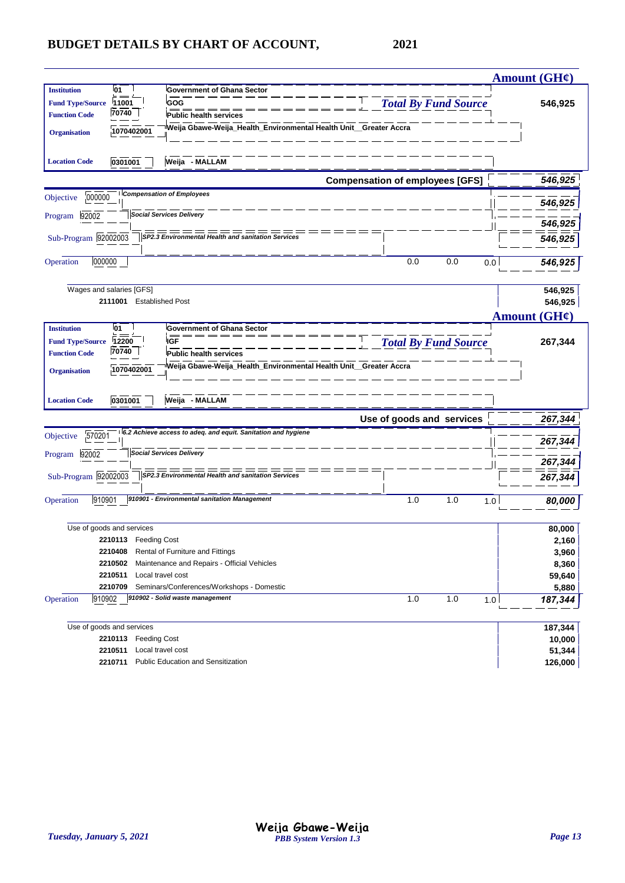## BUDGET DETAILS BY CHART OF ACCOUNT, 2021

**Amount (GH¢)**

| | | | |
|---|---|---|---|
| **Institution** | 01 | Government of Ghana Sector | |
| **Fund Type/Source** | 11001 | GOG | *Total By Fund Source* 546,925 |
| **Function Code** | 70740 | Public health services | |
| **Organisation** | 1070402001 | Weija Gbawe-Weija_Health_Environmental Health Unit__Greater Accra | |
| **Location Code** | 0301001 | Weija - MALLAM | |

| | | | | | | |
|---|---|---|---|---|---|---|
| | | **Compensation of employees [GFS]** | | | | *546,925* |
| Objective | 000000 | *Compensation of Employees* | | | | *546,925* |
| Program | 92002 | *Social Services Delivery* | | | | *546,925* |
| Sub-Program | 92002003 | *SP2.3 Environmental Health and sanitation Services* | | | | *546,925* |
| Operation | 000000 | | 0.0 | 0.0 | 0.0 | *546,925* |
| | | Wages and salaries [GFS] | | | | 546,925 |
| | 2111001 | Established Post | | | | 546,925 |

**Amount (GH¢)**

| | | | |
|---|---|---|---|
| **Institution** | 01 | Government of Ghana Sector | |
| **Fund Type/Source** | 12200 | IGF | *Total By Fund Source* 267,344 |
| **Function Code** | 70740 | Public health services | |
| **Organisation** | 1070402001 | Weija Gbawe-Weija_Health_Environmental Health Unit__Greater Accra | |
| **Location Code** | 0301001 | Weija - MALLAM | |

| | | | | | | |
|---|---|---|---|---|---|---|
| | | **Use of goods and services** | | | | *267,344* |
| Objective | 570201 | *6.2 Achieve access to adeq. and equit. Sanitation and hygiene* | | | | *267,344* |
| Program | 92002 | *Social Services Delivery* | | | | *267,344* |
| Sub-Program | 92002003 | *SP2.3 Environmental Health and sanitation Services* | | | | *267,344* |
| Operation | 910901 | *910901 - Environmental sanitation Management* | 1.0 | 1.0 | 1.0 | *80,000* |
| | | Use of goods and services | | | | 80,000 |
| | 2210113 | Feeding Cost | | | | 2,160 |
| | 2210408 | Rental of Furniture and Fittings | | | | 3,960 |
| | 2210502 | Maintenance and Repairs - Official Vehicles | | | | 8,360 |
| | 2210511 | Local travel cost | | | | 59,640 |
| | 2210709 | Seminars/Conferences/Workshops - Domestic | | | | 5,880 |
| Operation | 910902 | *910902 - Solid waste management* | 1.0 | 1.0 | 1.0 | *187,344* |
| | | Use of goods and services | | | | 187,344 |
| | 2210113 | Feeding Cost | | | | 10,000 |
| | 2210511 | Local travel cost | | | | 51,344 |
| | 2210711 | Public Education and Sensitization | | | | 126,000 |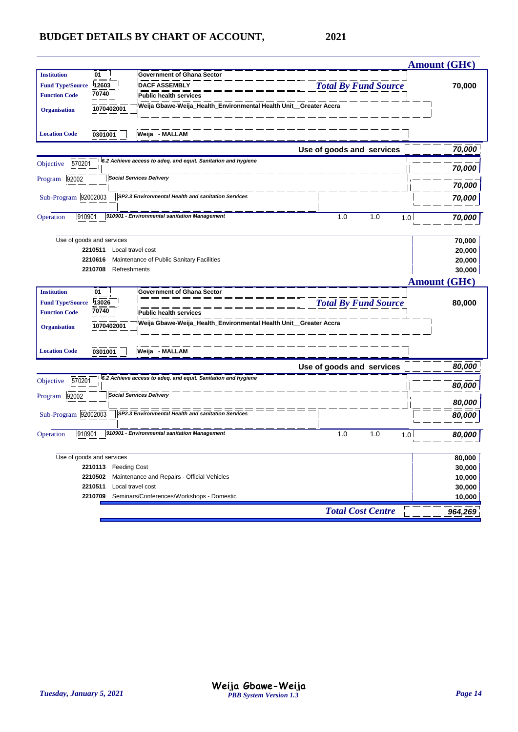# BUDGET DETAILS BY CHART OF ACCOUNT, 2021

**Amount (GH¢)**

| | | | |
|---|---|---|---|
| **Institution** | 01 | Government of Ghana Sector | |
| **Fund Type/Source** | 12603 | DACF ASSEMBLY | *Total By Fund Source* 70,000 |
| **Function Code** | 70740 | Public health services | |
| **Organisation** | 1070402001 | Weija Gbawe-Weija_Health_Environmental Health Unit__Greater Accra | |
| **Location Code** | 0301001 | Weija - MALLAM | |

| | | | | | |
|---|---|---|---|---|---|
| | | **Use of goods and services** | | | *70,000* |
| Objective 570201 | *6.2 Achieve access to adeq. and equit. Sanitation and hygiene* | | | | *70,000* |
| Program 92002 | *Social Services Delivery* | | | | *70,000* |
| Sub-Program 92002003 | *SP2.3 Environmental Health and sanitation Services* | | | | *70,000* |
| Operation 910901 | *910901 - Environmental sanitation Management* | 1.0 | 1.0 | 1.0 | *70,000* |

| | | |
|---|---|---|
| Use of goods and services | | 70,000 |
| 2210511 | Local travel cost | 20,000 |
| 2210616 | Maintenance of Public Sanitary Facilities | 20,000 |
| 2210708 | Refreshments | 30,000 |

**Amount (GH¢)**

| | | | |
|---|---|---|---|
| **Institution** | 01 | Government of Ghana Sector | |
| **Fund Type/Source** | 13026 | | *Total By Fund Source* 80,000 |
| **Function Code** | 70740 | Public health services | |
| **Organisation** | 1070402001 | Weija Gbawe-Weija_Health_Environmental Health Unit__Greater Accra | |
| **Location Code** | 0301001 | Weija - MALLAM | |

| | | | | | |
|---|---|---|---|---|---|
| | | **Use of goods and services** | | | *80,000* |
| Objective 570201 | *6.2 Achieve access to adeq. and equit. Sanitation and hygiene* | | | | *80,000* |
| Program 92002 | *Social Services Delivery* | | | | *80,000* |
| Sub-Program 92002003 | *SP2.3 Environmental Health and sanitation Services* | | | | *80,000* |
| Operation 910901 | *910901 - Environmental sanitation Management* | 1.0 | 1.0 | 1.0 | *80,000* |

| | | |
|---|---|---|
| Use of goods and services | | 80,000 |
| 2210113 | Feeding Cost | 30,000 |
| 2210502 | Maintenance and Repairs - Official Vehicles | 10,000 |
| 2210511 | Local travel cost | 30,000 |
| 2210709 | Seminars/Conferences/Workshops - Domestic | 10,000 |

***Total Cost Centre*** *964,269*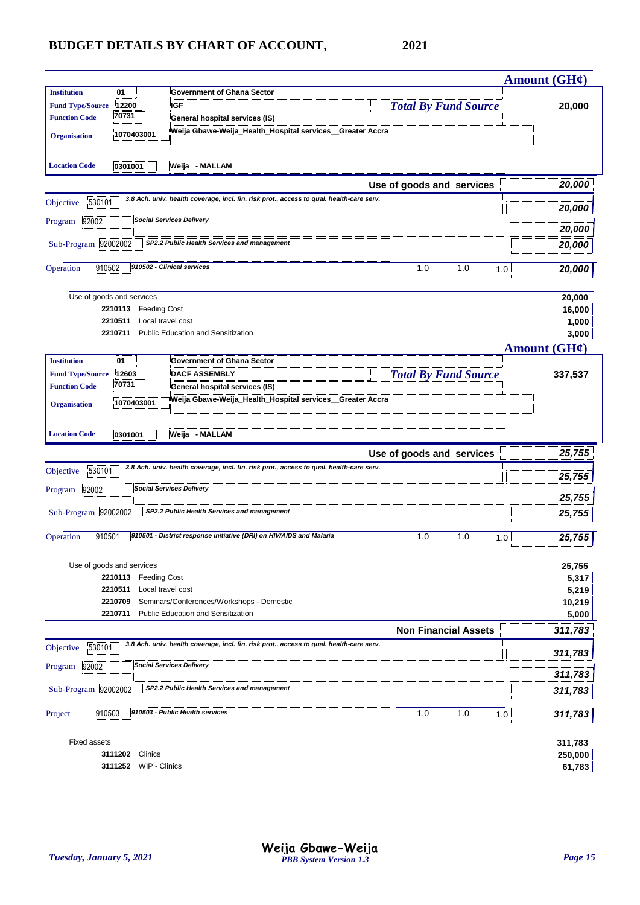# BUDGET DETAILS BY CHART OF ACCOUNT, 2021

**Amount (GH¢)**

| | | | |
|---|---|---|---|
| **Institution** | 01 | Government of Ghana Sector | |
| **Fund Type/Source** | 12200 | IGF | *Total By Fund Source* **20,000** |
| **Function Code** | 70731 | General hospital services (IS) | |
| **Organisation** | 1070403001 | Weija Gbawe-Weija_Health_Hospital services__Greater Accra | |
| **Location Code** | 0301001 | Weija - MALLAM | |

**Use of goods and services** — *20,000*

| | | | | | | |
|---|---|---|---|---|---|---|
| Objective | 530101 | *3.8 Ach. univ. health coverage, incl. fin. risk prot., access to qual. health-care serv.* | | | | *20,000* |
| Program | 92002 | *Social Services Delivery* | | | | *20,000* |
| Sub-Program | 92002002 | *SP2.2 Public Health Services and management* | | | | *20,000* |
| Operation | 910502 | *910502 - Clinical services* | 1.0 | 1.0 | 1.0 | *20,000* |

| Code | Description | Amount |
|---|---|---|
| | Use of goods and services | 20,000 |
| 2210113 | Feeding Cost | 16,000 |
| 2210511 | Local travel cost | 1,000 |
| 2210711 | Public Education and Sensitization | 3,000 |

**Amount (GH¢)**

| | | | |
|---|---|---|---|
| **Institution** | 01 | Government of Ghana Sector | |
| **Fund Type/Source** | 12603 | DACF ASSEMBLY | *Total By Fund Source* **337,537** |
| **Function Code** | 70731 | General hospital services (IS) | |
| **Organisation** | 1070403001 | Weija Gbawe-Weija_Health_Hospital services__Greater Accra | |
| **Location Code** | 0301001 | Weija - MALLAM | |

**Use of goods and services** — *25,755*

| | | | | | | |
|---|---|---|---|---|---|---|
| Objective | 530101 | *3.8 Ach. univ. health coverage, incl. fin. risk prot., access to qual. health-care serv.* | | | | *25,755* |
| Program | 92002 | *Social Services Delivery* | | | | *25,755* |
| Sub-Program | 92002002 | *SP2.2 Public Health Services and management* | | | | *25,755* |
| Operation | 910501 | *910501 - District response initiative (DRI) on HIV/AIDS and Malaria* | 1.0 | 1.0 | 1.0 | *25,755* |

| Code | Description | Amount |
|---|---|---|
| | Use of goods and services | 25,755 |
| 2210113 | Feeding Cost | 5,317 |
| 2210511 | Local travel cost | 5,219 |
| 2210709 | Seminars/Conferences/Workshops - Domestic | 10,219 |
| 2210711 | Public Education and Sensitization | 5,000 |

**Non Financial Assets** — *311,783*

| | | | | | | |
|---|---|---|---|---|---|---|
| Objective | 530101 | *3.8 Ach. univ. health coverage, incl. fin. risk prot., access to qual. health-care serv.* | | | | *311,783* |
| Program | 92002 | *Social Services Delivery* | | | | *311,783* |
| Sub-Program | 92002002 | *SP2.2 Public Health Services and management* | | | | *311,783* |
| Project | 910503 | *910503 - Public Health services* | 1.0 | 1.0 | 1.0 | *311,783* |

| Code | Description | Amount |
|---|---|---|
| | Fixed assets | 311,783 |
| 3111202 | Clinics | 250,000 |
| 3111252 | WIP - Clinics | 61,783 |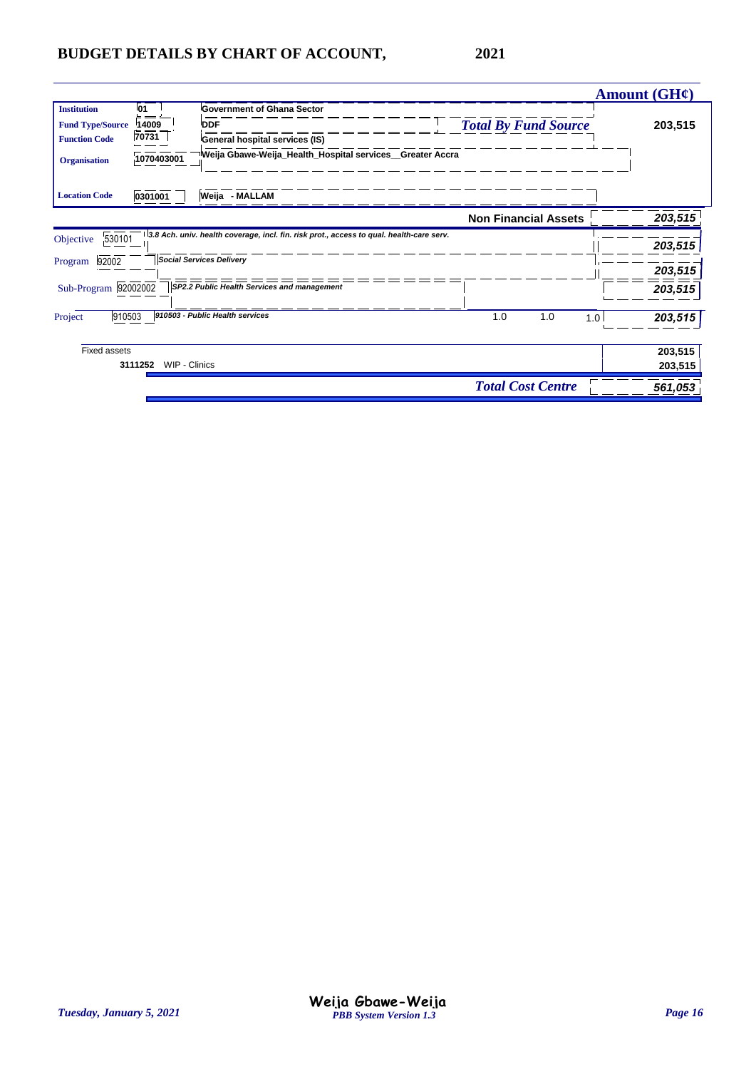# BUDGET DETAILS BY CHART OF ACCOUNT, 2021

| | | | Amount (GH¢) |
|---|---|---|---|
| **Institution** | 01 | Government of Ghana Sector | |
| **Fund Type/Source** | 14009 | DDF | *Total By Fund Source* 203,515 |
| **Function Code** | 70731 | General hospital services (IS) | |
| **Organisation** | 1070403001 | Weija Gbawe-Weija_Health_Hospital services__Greater Accra | |
| **Location Code** | 0301001 | Weija - MALLAM | |

| | | | | | | Amount (GH¢) |
|---|---|---|---|---|---|---|
| | | **Non Financial Assets** | | | | *203,515* |
| Objective | 530101 | *3.8 Ach. univ. health coverage, incl. fin. risk prot., access to qual. health-care serv.* | | | | *203,515* |
| Program | 92002 | *Social Services Delivery* | | | | *203,515* |
| Sub-Program | 92002002 | *SP2.2 Public Health Services and management* | | | | *203,515* |
| Project | 910503 | *910503 - Public Health services* | 1.0 | 1.0 | 1.0 | *203,515* |
| Fixed assets | | | | | | 203,515 |
| 3111252 | WIP - Clinics | | | | | 203,515 |
| | | *Total Cost Centre* | | | | *561,053* |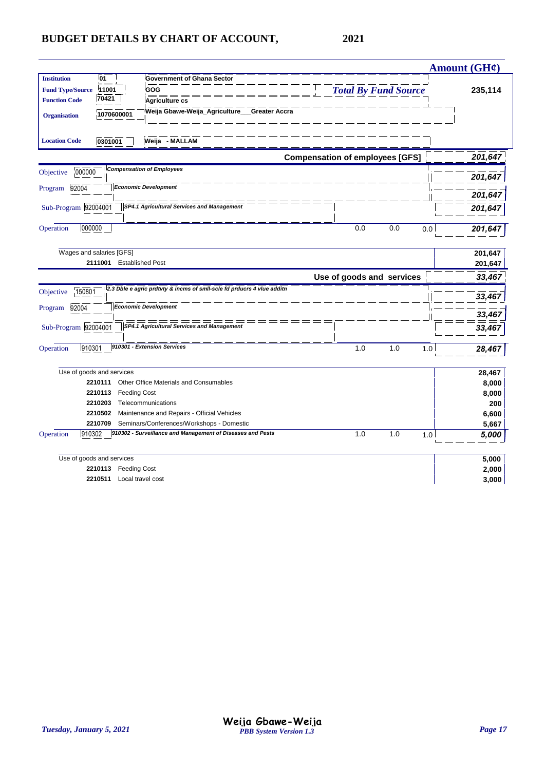# BUDGET DETAILS BY CHART OF ACCOUNT, 2021

| | | | Amount (GH¢) |
|---|---|---|---|
| **Institution** | 01 | Government of Ghana Sector | |
| **Fund Type/Source** | 11001 | GOG — *Total By Fund Source* | 235,114 |
| **Function Code** | 70421 | Agriculture cs | |
| **Organisation** | 1070600001 | Weija Gbawe-Weija_Agriculture___Greater Accra | |
| **Location Code** | 0301001 | Weija - MALLAM | |

**Compensation of employees [GFS]** — *201,647*

| | | | | | | Amount |
|---|---|---|---|---|---|---|
| Objective | 000000 | *Compensation of Employees* | | | | *201,647* |
| Program | 92004 | *Economic Development* | | | | *201,647* |
| Sub-Program | 92004001 | *SP4.1 Agricultural Services and Management* | | | | *201,647* |
| Operation | 000000 | | 0.0 | 0.0 | 0.0 | *201,647* |

| | | Amount |
|---|---|---|
| Wages and salaries [GFS] | | 201,647 |
| 2111001 | Established Post | 201,647 |

**Use of goods and services** — *33,467*

| | | | | | | Amount |
|---|---|---|---|---|---|---|
| Objective | 150801 | *2.3 Dble e agric prdtvty & incms of smll-scle fd prducrs 4 vlue additn* | | | | *33,467* |
| Program | 92004 | *Economic Development* | | | | *33,467* |
| Sub-Program | 92004001 | *SP4.1 Agricultural Services and Management* | | | | *33,467* |
| Operation | 910301 | *910301 - Extension Services* | 1.0 | 1.0 | 1.0 | *28,467* |

| | | Amount |
|---|---|---|
| Use of goods and services | | 28,467 |
| 2210111 | Other Office Materials and Consumables | 8,000 |
| 2210113 | Feeding Cost | 8,000 |
| 2210203 | Telecommunications | 200 |
| 2210502 | Maintenance and Repairs - Official Vehicles | 6,600 |
| 2210709 | Seminars/Conferences/Workshops - Domestic | 5,667 |

| | | | | | | Amount |
|---|---|---|---|---|---|---|
| Operation | 910302 | *910302 - Surveillance and Management of Diseases and Pests* | 1.0 | 1.0 | 1.0 | *5,000* |

| | | Amount |
|---|---|---|
| Use of goods and services | | 5,000 |
| 2210113 | Feeding Cost | 2,000 |
| 2210511 | Local travel cost | 3,000 |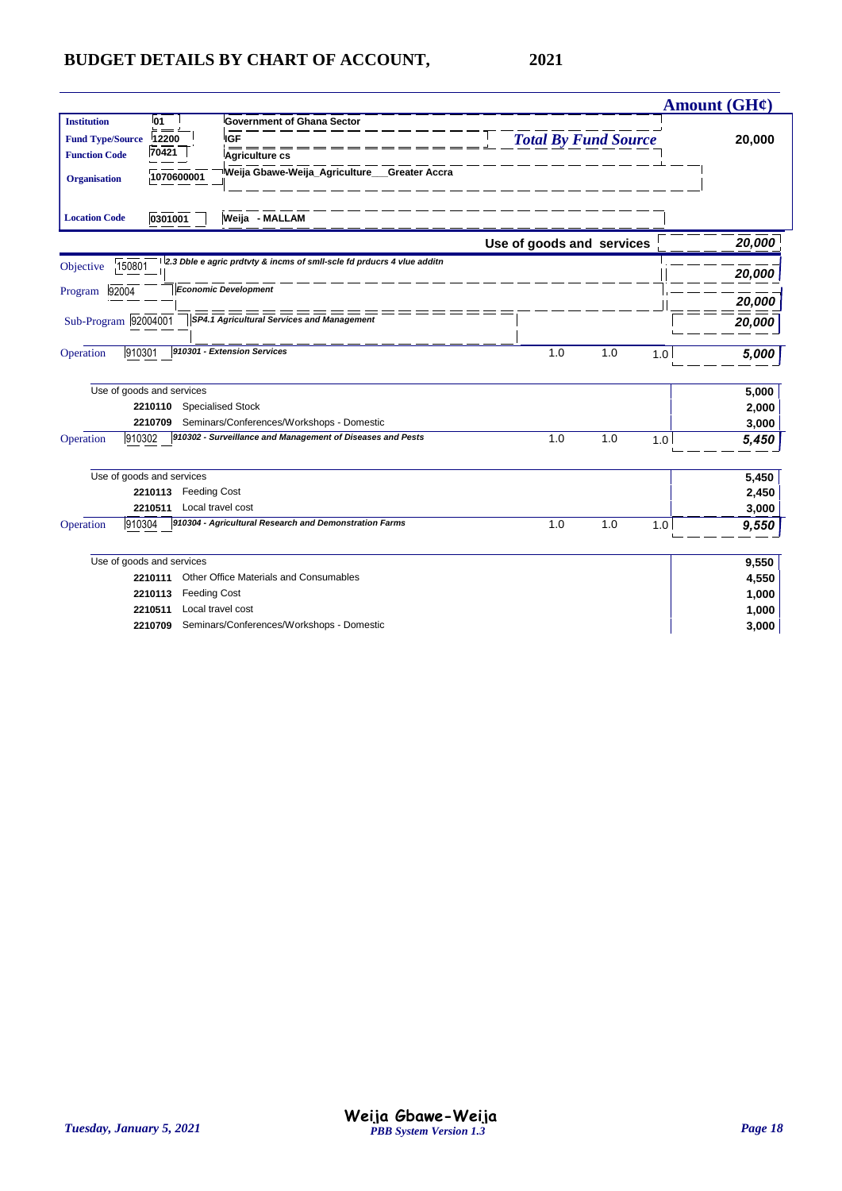# BUDGET DETAILS BY CHART OF ACCOUNT, 2021

| | | | Amount (GH¢) |
|---|---|---|---|
| **Institution** | 01 | Government of Ghana Sector | |
| **Fund Type/Source** | 12200 | IGF | *Total By Fund Source* 20,000 |
| **Function Code** | 70421 | Agriculture cs | |
| **Organisation** | 1070600001 | Weija Gbawe-Weija_Agriculture___Greater Accra | |
| **Location Code** | 0301001 | Weija - MALLAM | |

| | | | | | Amount (GH¢) |
|---|---|---|---|---|---|
| | | **Use of goods and services** | | | *20,000* |
| Objective | 150801 | *2.3 Dble e agric prdtvty & incms of smll-scle fd prducrs 4 vlue additn* | | | *20,000* |
| Program | 92004 | *Economic Development* | | | *20,000* |
| Sub-Program | 92004001 | *SP4.1 Agricultural Services and Management* | | | *20,000* |
| Operation | 910301 | *910301 - Extension Services* | 1.0 | 1.0 | 1.0 | *5,000* |

| | | Amount |
|---|---|---|
| Use of goods and services | | 5,000 |
| 2210110 | Specialised Stock | 2,000 |
| 2210709 | Seminars/Conferences/Workshops - Domestic | 3,000 |

| | | | | | | |
|---|---|---|---|---|---|---|
| Operation | 910302 | *910302 - Surveillance and Management of Diseases and Pests* | 1.0 | 1.0 | 1.0 | *5,450* |

| | | Amount |
|---|---|---|
| Use of goods and services | | 5,450 |
| 2210113 | Feeding Cost | 2,450 |
| 2210511 | Local travel cost | 3,000 |

| | | | | | | |
|---|---|---|---|---|---|---|
| Operation | 910304 | *910304 - Agricultural Research and Demonstration Farms* | 1.0 | 1.0 | 1.0 | *9,550* |

| | | Amount |
|---|---|---|
| Use of goods and services | | 9,550 |
| 2210111 | Other Office Materials and Consumables | 4,550 |
| 2210113 | Feeding Cost | 1,000 |
| 2210511 | Local travel cost | 1,000 |
| 2210709 | Seminars/Conferences/Workshops - Domestic | 3,000 |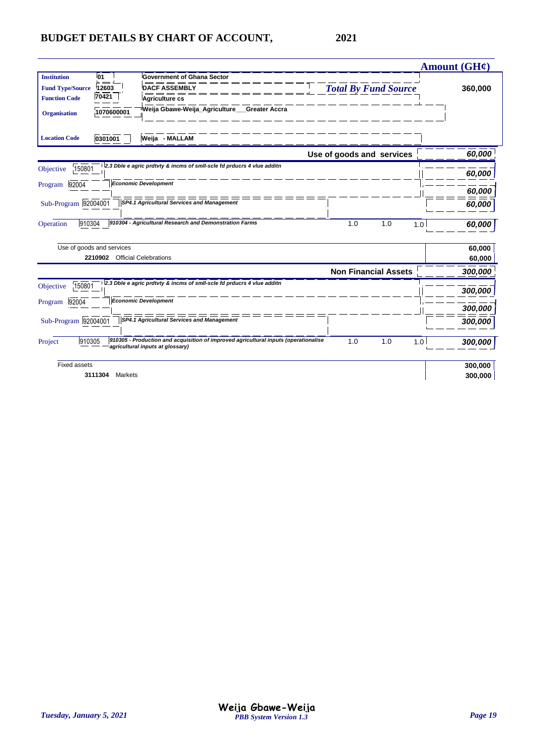# BUDGET DETAILS BY CHART OF ACCOUNT, 2021

| | | | | | | Amount (GH¢) |
|---|---|---|---|---|---|---|
| **Institution** | 01 | Government of Ghana Sector | | | | |
| **Fund Type/Source** | 12603 | DACF ASSEMBLY | *Total By Fund Source* | | | 360,000 |
| **Function Code** | 70421 | Agriculture cs | | | | |
| **Organisation** | 1070600001 | Weija Gbawe-Weija_Agriculture___Greater Accra | | | | |
| **Location Code** | 0301001 | Weija - MALLAM | | | | |
| | | | **Use of goods and services** | | | *60,000* |
| Objective | 150801 | *2.3 Dble e agric prdtvty & incms of smll-scle fd prducrs 4 vlue additn* | | | | *60,000* |
| Program | 92004 | *Economic Development* | | | | *60,000* |
| Sub-Program | 92004001 | *SP4.1 Agricultural Services and Management* | | | | *60,000* |
| Operation | 910304 | *910304 - Agricultural Research and Demonstration Farms* | 1.0 | 1.0 | 1.0 | *60,000* |
| Use of goods and services | | | | | | 60,000 |
| | 2210902 | Official Celebrations | | | | 60,000 |
| | | | **Non Financial Assets** | | | *300,000* |
| Objective | 150801 | *2.3 Dble e agric prdtvty & incms of smll-scle fd prducrs 4 vlue additn* | | | | *300,000* |
| Program | 92004 | *Economic Development* | | | | *300,000* |
| Sub-Program | 92004001 | *SP4.1 Agricultural Services and Management* | | | | *300,000* |
| Project | 910305 | *910305 - Production and acquisition of improved agricultural inputs (operationalise agricultural inputs at glossary)* | 1.0 | 1.0 | 1.0 | *300,000* |
| Fixed assets | | | | | | 300,000 |
| | 3111304 | Markets | | | | 300,000 |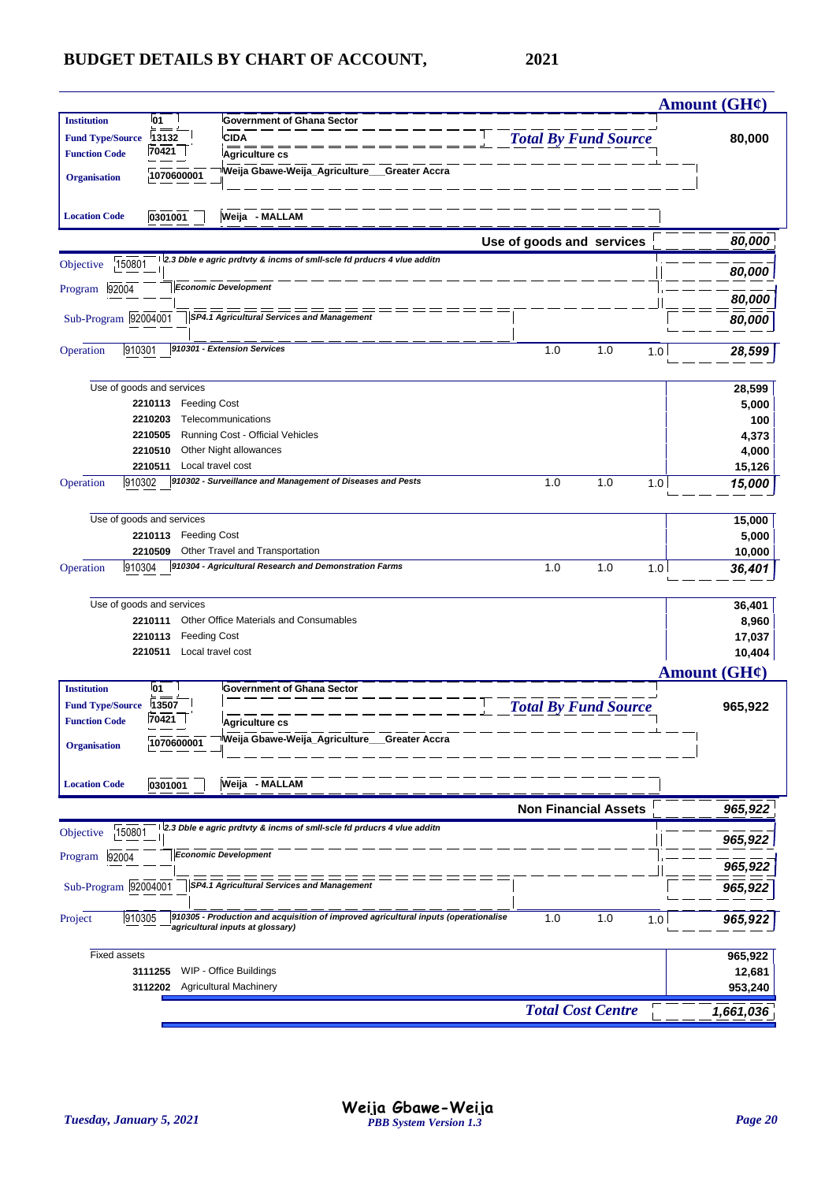# BUDGET DETAILS BY CHART OF ACCOUNT, 2021

| | | Amount (GH¢) |
|---|---|---|
| **Institution** 01 | Government of Ghana Sector | |
| **Fund Type/Source** 13132 | CIDA | *Total By Fund Source* 80,000 |
| **Function Code** 70421 | Agriculture cs | |
| **Organisation** 1070600001 | Weija Gbawe-Weija_Agriculture___Greater Accra | |
| **Location Code** 0301001 | Weija - MALLAM | |

| | | | | | Amount (GH¢) |
|---|---|---|---|---|---|
| | **Use of goods and services** | | | | *80,000* |
| Objective 150801 | *2.3 Dble e agric prdtvty & incms of smll-scle fd prducrs 4 vlue additn* | | | | *80,000* |
| Program 92004 | *Economic Development* | | | | *80,000* |
| Sub-Program 92004001 | *SP4.1 Agricultural Services and Management* | | | | *80,000* |
| Operation 910301 | *910301 - Extension Services* | 1.0 | 1.0 | 1.0 | *28,599* |
| Use of goods and services | | | | | 28,599 |
| 2210113 | Feeding Cost | | | | 5,000 |
| 2210203 | Telecommunications | | | | 100 |
| 2210505 | Running Cost - Official Vehicles | | | | 4,373 |
| 2210510 | Other Night allowances | | | | 4,000 |
| 2210511 | Local travel cost | | | | 15,126 |
| Operation 910302 | *910302 - Surveillance and Management of Diseases and Pests* | 1.0 | 1.0 | 1.0 | *15,000* |
| Use of goods and services | | | | | 15,000 |
| 2210113 | Feeding Cost | | | | 5,000 |
| 2210509 | Other Travel and Transportation | | | | 10,000 |
| Operation 910304 | *910304 - Agricultural Research and Demonstration Farms* | 1.0 | 1.0 | 1.0 | *36,401* |
| Use of goods and services | | | | | 36,401 |
| 2210111 | Other Office Materials and Consumables | | | | 8,960 |
| 2210113 | Feeding Cost | | | | 17,037 |
| 2210511 | Local travel cost | | | | 10,404 |

| | | Amount (GH¢) |
|---|---|---|
| **Institution** 01 | Government of Ghana Sector | |
| **Fund Type/Source** 13507 | | *Total By Fund Source* 965,922 |
| **Function Code** 70421 | Agriculture cs | |
| **Organisation** 1070600001 | Weija Gbawe-Weija_Agriculture___Greater Accra | |
| **Location Code** 0301001 | Weija - MALLAM | |

| | | | | | Amount (GH¢) |
|---|---|---|---|---|---|
| | **Non Financial Assets** | | | | *965,922* |
| Objective 150801 | *2.3 Dble e agric prdtvty & incms of smll-scle fd prducrs 4 vlue additn* | | | | *965,922* |
| Program 92004 | *Economic Development* | | | | *965,922* |
| Sub-Program 92004001 | *SP4.1 Agricultural Services and Management* | | | | *965,922* |
| Project 910305 | *910305 - Production and acquisition of improved agricultural inputs (operationalise agricultural inputs at glossary)* | 1.0 | 1.0 | 1.0 | *965,922* |
| Fixed assets | | | | | 965,922 |
| 3111255 | WIP - Office Buildings | | | | 12,681 |
| 3112202 | Agricultural Machinery | | | | 953,240 |
| | *Total Cost Centre* | | | | *1,661,036* |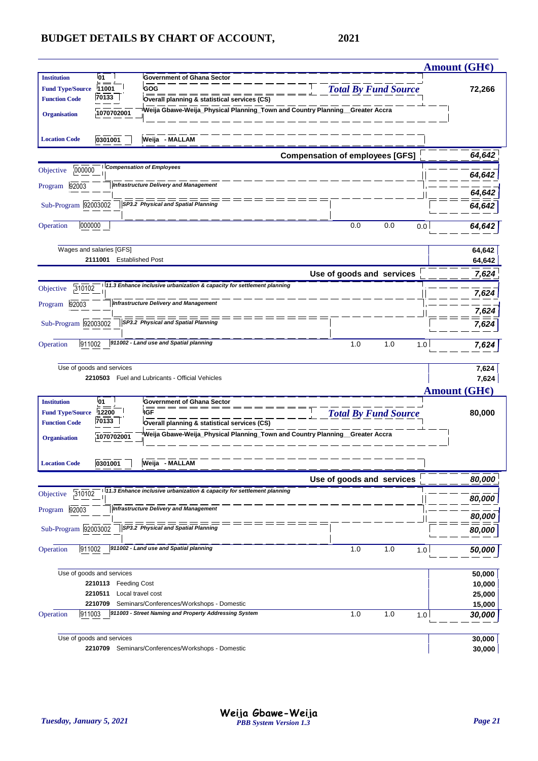# BUDGET DETAILS BY CHART OF ACCOUNT, 2021

**Amount (GH¢)**

| | | | |
|---|---|---|---|
| **Institution** | 01 | Government of Ghana Sector | |
| **Fund Type/Source** | 11001 | GOG | ***Total By Fund Source*** **72,266** |
| **Function Code** | 70133 | Overall planning & statistical services (CS) | |
| **Organisation** | 1070702001 | Weija Gbawe-Weija_Physical Planning_Town and Country Planning__Greater Accra | |
| **Location Code** | 0301001 | Weija - MALLAM | |

**Compensation of employees [GFS]** — ***64,642***

| | | | | | | |
|---|---|---|---|---|---|---|
| Objective | 000000 | *Compensation of Employees* | | | | ***64,642*** |
| Program | 92003 | *Infrastructure Delivery and Management* | | | | ***64,642*** |
| Sub-Program | 92003002 | *SP3.2 Physical and Spatial Planning* | | | | ***64,642*** |
| Operation | 000000 | | 0.0 | 0.0 | 0.0 | ***64,642*** |

| | |
|---|---|
| Wages and salaries [GFS] | 64,642 |
| **2111001** Established Post | 64,642 |

**Use of goods and services** — ***7,624***

| | | | | | | |
|---|---|---|---|---|---|---|
| Objective | 310102 | *11.3 Enhance inclusive urbanization & capacity for settlement planning* | | | | ***7,624*** |
| Program | 92003 | *Infrastructure Delivery and Management* | | | | ***7,624*** |
| Sub-Program | 92003002 | *SP3.2 Physical and Spatial Planning* | | | | ***7,624*** |
| Operation | 911002 | *911002 - Land use and Spatial planning* | 1.0 | 1.0 | 1.0 | ***7,624*** |

| | |
|---|---|
| Use of goods and services | 7,624 |
| **2210503** Fuel and Lubricants - Official Vehicles | 7,624 |

**Amount (GH¢)**

| | | | |
|---|---|---|---|
| **Institution** | 01 | Government of Ghana Sector | |
| **Fund Type/Source** | 12200 | IGF | ***Total By Fund Source*** **80,000** |
| **Function Code** | 70133 | Overall planning & statistical services (CS) | |
| **Organisation** | 1070702001 | Weija Gbawe-Weija_Physical Planning_Town and Country Planning__Greater Accra | |
| **Location Code** | 0301001 | Weija - MALLAM | |

**Use of goods and services** — ***80,000***

| | | | | | | |
|---|---|---|---|---|---|---|
| Objective | 310102 | *11.3 Enhance inclusive urbanization & capacity for settlement planning* | | | | ***80,000*** |
| Program | 92003 | *Infrastructure Delivery and Management* | | | | ***80,000*** |
| Sub-Program | 92003002 | *SP3.2 Physical and Spatial Planning* | | | | ***80,000*** |
| Operation | 911002 | *911002 - Land use and Spatial planning* | 1.0 | 1.0 | 1.0 | ***50,000*** |

| | |
|---|---|
| Use of goods and services | 50,000 |
| **2210113** Feeding Cost | 10,000 |
| **2210511** Local travel cost | 25,000 |
| **2210709** Seminars/Conferences/Workshops - Domestic | 15,000 |

| | | | | | | |
|---|---|---|---|---|---|---|
| Operation | 911003 | *911003 - Street Naming and Property Addressing System* | 1.0 | 1.0 | 1.0 | ***30,000*** |

| | |
|---|---|
| Use of goods and services | 30,000 |
| **2210709** Seminars/Conferences/Workshops - Domestic | 30,000 |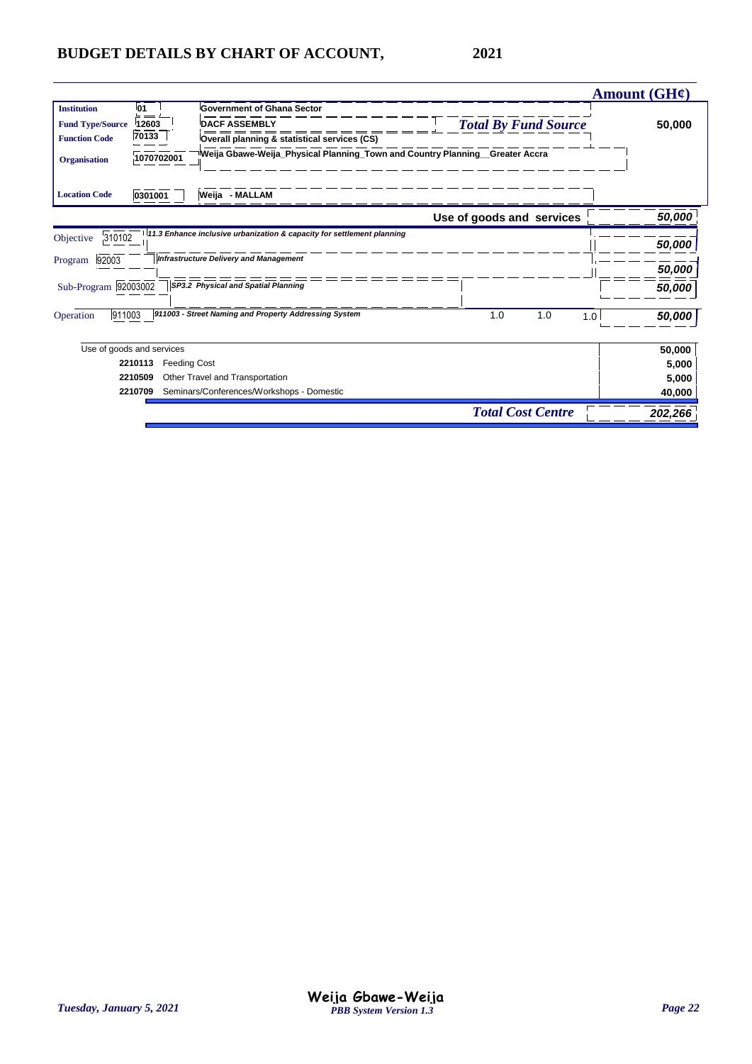## BUDGET DETAILS BY CHART OF ACCOUNT, 2021

| | | | **Amount (GH¢)** |
|---|---|---|---|
| **Institution** | 01 | Government of Ghana Sector | |
| **Fund Type/Source** | 12603 | DACF ASSEMBLY | ***Total By Fund Source*** 50,000 |
| **Function Code** | 70133 | Overall planning & statistical services (CS) | |
| **Organisation** | 1070702001 | Weija Gbawe-Weija_Physical Planning_Town and Country Planning__Greater Accra | |
| **Location Code** | 0301001 | Weija - MALLAM | |

| | | | | | | |
|---|---|---|---|---|---|---|
| | | **Use of goods and services** | | | | *50,000* |
| Objective | 310102 | *11.3 Enhance inclusive urbanization & capacity for settlement planning* | | | | *50,000* |
| Program | 92003 | *Infrastructure Delivery and Management* | | | | *50,000* |
| Sub-Program | 92003002 | *SP3.2 Physical and Spatial Planning* | | | | *50,000* |
| Operation | 911003 | *911003 - Street Naming and Property Addressing System* | 1.0 | 1.0 | 1.0 | *50,000* |

| | | |
|---|---|---|
| Use of goods and services | | 50,000 |
| 2210113 | Feeding Cost | 5,000 |
| 2210509 | Other Travel and Transportation | 5,000 |
| 2210709 | Seminars/Conferences/Workshops - Domestic | 40,000 |
| | ***Total Cost Centre*** | *202,266* |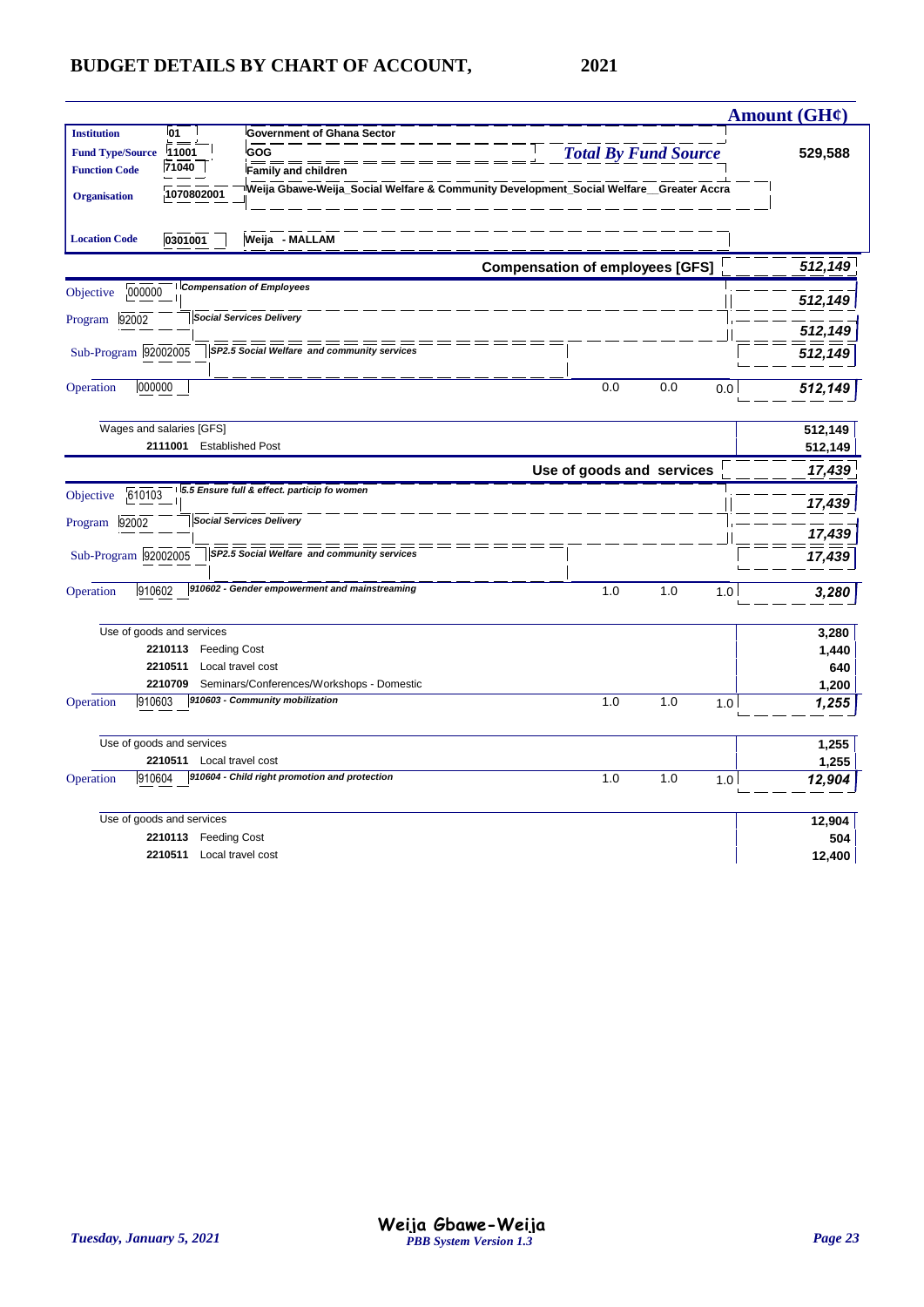## BUDGET DETAILS BY CHART OF ACCOUNT, 2021

| | | | | | Amount (GH¢) |
|---|---|---|---|---|---|
| **Institution** 01 | **Government of Ghana Sector** | | | | |
| **Fund Type/Source** 11001 | **GOG** | *Total By Fund Source* | | | **529,588** |
| **Function Code** 71040 | **Family and children** | | | | |
| **Organisation** 1070802001 | **Weija Gbawe-Weija_Social Welfare & Community Development_Social Welfare__Greater Accra** | | | | |
| **Location Code** 0301001 | **Weija - MALLAM** | | | | |
| | **Compensation of employees [GFS]** | | | | ***512,149*** |
| Objective 000000 | *Compensation of Employees* | | | | ***512,149*** |
| Program 92002 | *Social Services Delivery* | | | | ***512,149*** |
| Sub-Program 92002005 | *SP2.5 Social Welfare and community services* | | | | ***512,149*** |
| Operation 000000 | | 0.0 | 0.0 | 0.0 | ***512,149*** |
| Wages and salaries [GFS] | | | | | 512,149 |
| 2111001 | Established Post | | | | 512,149 |
| | **Use of goods and services** | | | | ***17,439*** |
| Objective 610103 | *5.5 Ensure full & effect. particip fo women* | | | | ***17,439*** |
| Program 92002 | *Social Services Delivery* | | | | ***17,439*** |
| Sub-Program 92002005 | *SP2.5 Social Welfare and community services* | | | | ***17,439*** |
| Operation 910602 | *910602 - Gender empowerment and mainstreaming* | 1.0 | 1.0 | 1.0 | ***3,280*** |
| Use of goods and services | | | | | 3,280 |
| 2210113 | Feeding Cost | | | | 1,440 |
| 2210511 | Local travel cost | | | | 640 |
| 2210709 | Seminars/Conferences/Workshops - Domestic | | | | 1,200 |
| Operation 910603 | *910603 - Community mobilization* | 1.0 | 1.0 | 1.0 | ***1,255*** |
| Use of goods and services | | | | | 1,255 |
| 2210511 | Local travel cost | | | | 1,255 |
| Operation 910604 | *910604 - Child right promotion and protection* | 1.0 | 1.0 | 1.0 | ***12,904*** |
| Use of goods and services | | | | | 12,904 |
| 2210113 | Feeding Cost | | | | 504 |
| 2210511 | Local travel cost | | | | 12,400 |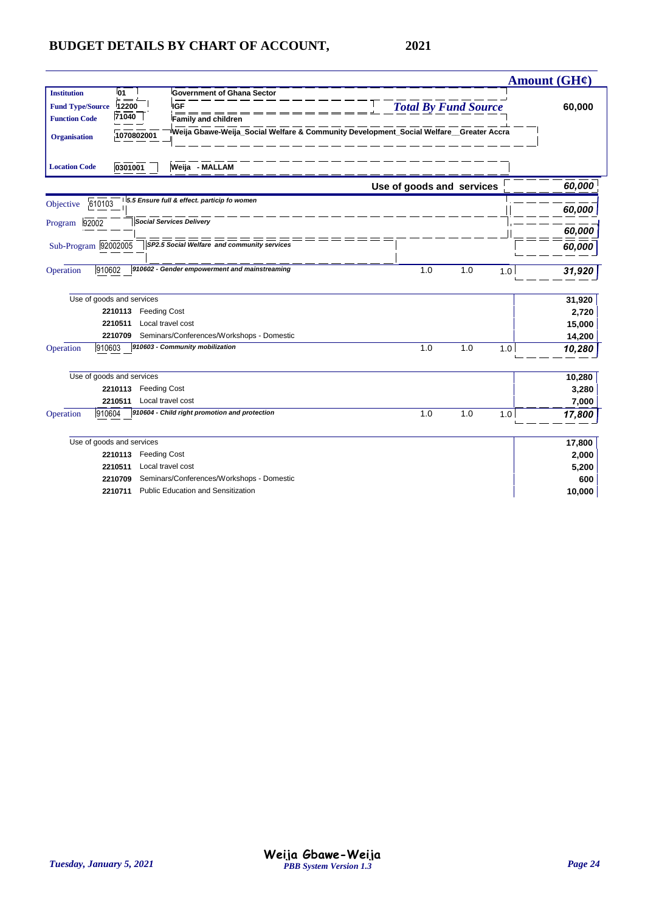# BUDGET DETAILS BY CHART OF ACCOUNT, 2021

| | | | Amount (GH¢) |
|---|---|---|---|
| **Institution** | 01 | Government of Ghana Sector | |
| **Fund Type/Source** | 12200 | IGF | *Total By Fund Source* 60,000 |
| **Function Code** | 71040 | Family and children | |
| **Organisation** | 1070802001 | Weija Gbawe-Weija_Social Welfare & Community Development_Social Welfare__Greater Accra | |
| **Location Code** | 0301001 | Weija - MALLAM | |

| | | | | | Amount (GH¢) |
|---|---|---|---|---|---|
| **Use of goods and services** | | | | | ***60,000*** |
| Objective 610103 | *5.5 Ensure full & effect. particip fo women* | | | | ***60,000*** |
| Program 92002 | *Social Services Delivery* | | | | ***60,000*** |
| Sub-Program 92002005 | *SP2.5 Social Welfare and community services* | | | | ***60,000*** |
| Operation 910602 | *910602 - Gender empowerment and mainstreaming* | 1.0 | 1.0 | 1.0 | ***31,920*** |
| Use of goods and services | | | | | **31,920** |
| 2210113 | Feeding Cost | | | | **2,720** |
| 2210511 | Local travel cost | | | | **15,000** |
| 2210709 | Seminars/Conferences/Workshops - Domestic | | | | **14,200** |
| Operation 910603 | *910603 - Community mobilization* | 1.0 | 1.0 | 1.0 | ***10,280*** |
| Use of goods and services | | | | | **10,280** |
| 2210113 | Feeding Cost | | | | **3,280** |
| 2210511 | Local travel cost | | | | **7,000** |
| Operation 910604 | *910604 - Child right promotion and protection* | 1.0 | 1.0 | 1.0 | ***17,800*** |
| Use of goods and services | | | | | **17,800** |
| 2210113 | Feeding Cost | | | | **2,000** |
| 2210511 | Local travel cost | | | | **5,200** |
| 2210709 | Seminars/Conferences/Workshops - Domestic | | | | **600** |
| 2210711 | Public Education and Sensitization | | | | **10,000** |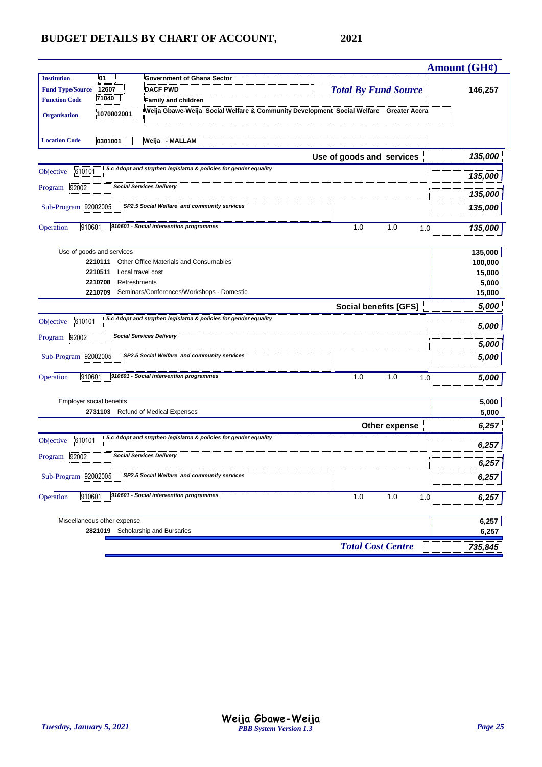# BUDGET DETAILS BY CHART OF ACCOUNT, 2021

| | | | | Amount (GH¢) |
|---|---|---|---|---|
| **Institution** | 01 | Government of Ghana Sector | | |
| **Fund Type/Source** | 12607 | DACF PWD | *Total By Fund Source* | 146,257 |
| **Function Code** | 71040 | Family and children | | |
| **Organisation** | 1070802001 | Weija Gbawe-Weija_Social Welfare & Community Development_Social Welfare__Greater Accra | | |
| **Location Code** | 0301001 | Weija - MALLAM | | |

| | | | | | | Amount (GH¢) |
|---|---|---|---|---|---|---|
| | | **Use of goods and services** | | | | *135,000* |
| Objective | 610101 | *5.c Adopt and strgthen legislatna & policies for gender equality* | | | | *135,000* |
| Program | 92002 | *Social Services Delivery* | | | | *135,000* |
| Sub-Program | 92002005 | *SP2.5 Social Welfare and community services* | | | | *135,000* |
| Operation | 910601 | *910601 - Social intervention programmes* | 1.0 | 1.0 | 1.0 | *135,000* |
| Use of goods and services | | | | | | 135,000 |
| | 2210111 | Other Office Materials and Consumables | | | | 100,000 |
| | 2210511 | Local travel cost | | | | 15,000 |
| | 2210708 | Refreshments | | | | 5,000 |
| | 2210709 | Seminars/Conferences/Workshops - Domestic | | | | 15,000 |
| | | **Social benefits [GFS]** | | | | *5,000* |
| Objective | 610101 | *5.c Adopt and strgthen legislatna & policies for gender equality* | | | | *5,000* |
| Program | 92002 | *Social Services Delivery* | | | | *5,000* |
| Sub-Program | 92002005 | *SP2.5 Social Welfare and community services* | | | | *5,000* |
| Operation | 910601 | *910601 - Social intervention programmes* | 1.0 | 1.0 | 1.0 | *5,000* |
| Employer social benefits | | | | | | 5,000 |
| | 2731103 | Refund of Medical Expenses | | | | 5,000 |
| | | **Other expense** | | | | *6,257* |
| Objective | 610101 | *5.c Adopt and strgthen legislatna & policies for gender equality* | | | | *6,257* |
| Program | 92002 | *Social Services Delivery* | | | | *6,257* |
| Sub-Program | 92002005 | *SP2.5 Social Welfare and community services* | | | | *6,257* |
| Operation | 910601 | *910601 - Social intervention programmes* | 1.0 | 1.0 | 1.0 | *6,257* |
| Miscellaneous other expense | | | | | | 6,257 |
| | 2821019 | Scholarship and Bursaries | | | | 6,257 |
| | | ***Total Cost Centre*** | | | | *735,845* |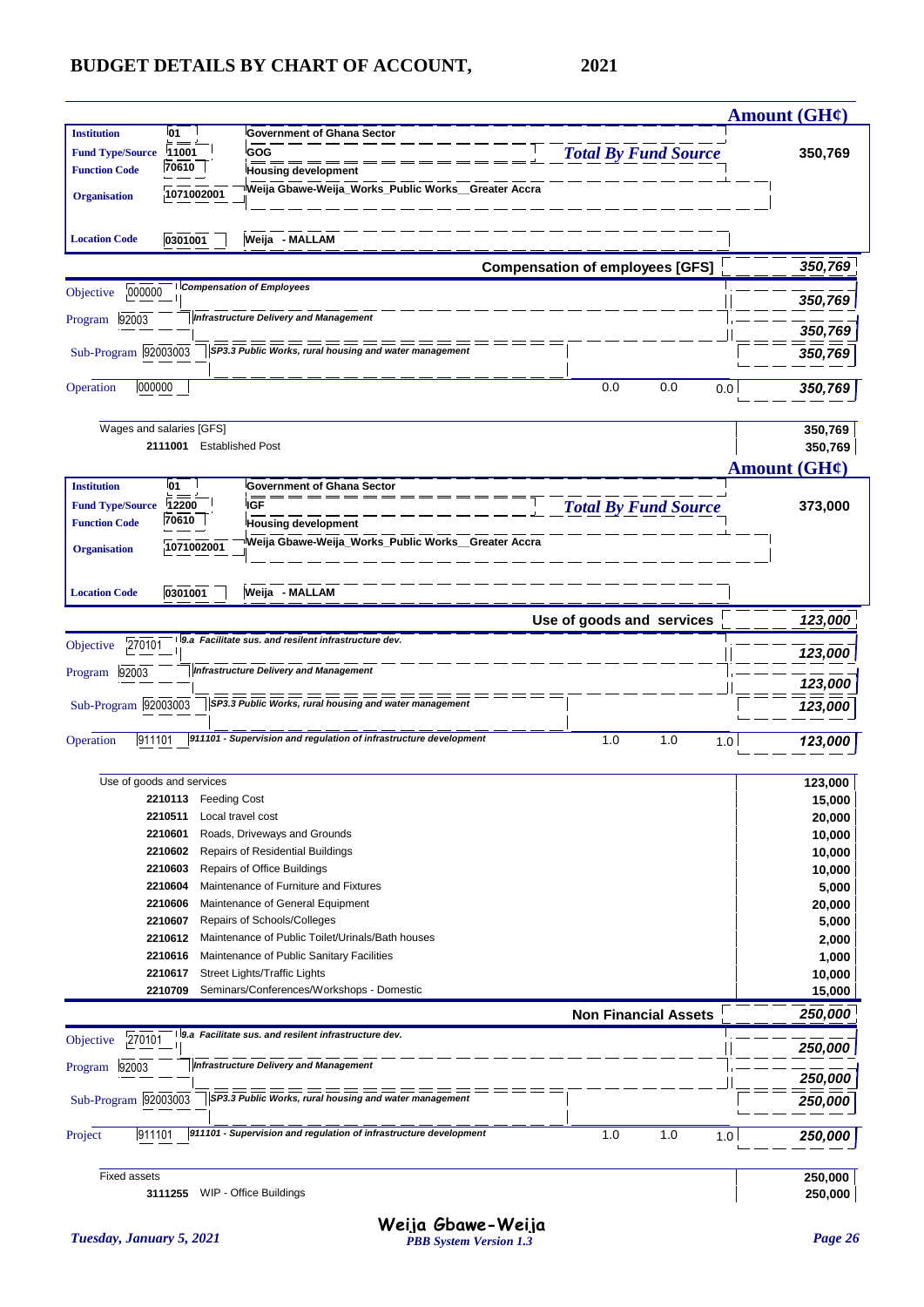# BUDGET DETAILS BY CHART OF ACCOUNT, 2021

**Amount (GH¢)**

| | | | |
|---|---|---|---|
| **Institution** | 01 | Government of Ghana Sector | |
| **Fund Type/Source** | 11001 | GOG | *Total By Fund Source* **350,769** |
| **Function Code** | 70610 | Housing development | |
| **Organisation** | 1071002001 | Weija Gbawe-Weija_Works_Public Works__Greater Accra | |
| **Location Code** | 0301001 | Weija - MALLAM | |

**Compensation of employees [GFS]** — *350,769*

| | | | | | | |
|---|---|---|---|---|---|---|
| Objective | 000000 | *Compensation of Employees* | | | | *350,769* |
| Program | 92003 | *Infrastructure Delivery and Management* | | | | *350,769* |
| Sub-Program | 92003003 | *SP3.3 Public Works, rural housing and water management* | | | | *350,769* |
| Operation | 000000 | | 0.0 | 0.0 | 0.0 | *350,769* |

| | Amount |
|---|---|
| Wages and salaries [GFS] | 350,769 |
| **2111001** Established Post | 350,769 |

**Amount (GH¢)**

| | | | |
|---|---|---|---|
| **Institution** | 01 | Government of Ghana Sector | |
| **Fund Type/Source** | 12200 | IGF | *Total By Fund Source* **373,000** |
| **Function Code** | 70610 | Housing development | |
| **Organisation** | 1071002001 | Weija Gbawe-Weija_Works_Public Works__Greater Accra | |
| **Location Code** | 0301001 | Weija - MALLAM | |

**Use of goods and services** — *123,000*

| | | | | | | |
|---|---|---|---|---|---|---|
| Objective | 270101 | *9.a Facilitate sus. and resilent infrastructure dev.* | | | | *123,000* |
| Program | 92003 | *Infrastructure Delivery and Management* | | | | *123,000* |
| Sub-Program | 92003003 | *SP3.3 Public Works, rural housing and water management* | | | | *123,000* |
| Operation | 911101 | *911101 - Supervision and regulation of infrastructure development* | 1.0 | 1.0 | 1.0 | *123,000* |

| | Amount |
|---|---|
| Use of goods and services | 123,000 |
| **2210113** Feeding Cost | 15,000 |
| **2210511** Local travel cost | 20,000 |
| **2210601** Roads, Driveways and Grounds | 10,000 |
| **2210602** Repairs of Residential Buildings | 10,000 |
| **2210603** Repairs of Office Buildings | 10,000 |
| **2210604** Maintenance of Furniture and Fixtures | 5,000 |
| **2210606** Maintenance of General Equipment | 20,000 |
| **2210607** Repairs of Schools/Colleges | 5,000 |
| **2210612** Maintenance of Public Toilet/Urinals/Bath houses | 2,000 |
| **2210616** Maintenance of Public Sanitary Facilities | 1,000 |
| **2210617** Street Lights/Traffic Lights | 10,000 |
| **2210709** Seminars/Conferences/Workshops - Domestic | 15,000 |

**Non Financial Assets** — *250,000*

| | | | | | | |
|---|---|---|---|---|---|---|
| Objective | 270101 | *9.a Facilitate sus. and resilent infrastructure dev.* | | | | *250,000* |
| Program | 92003 | *Infrastructure Delivery and Management* | | | | *250,000* |
| Sub-Program | 92003003 | *SP3.3 Public Works, rural housing and water management* | | | | *250,000* |
| Project | 911101 | *911101 - Supervision and regulation of infrastructure development* | 1.0 | 1.0 | 1.0 | *250,000* |

| | Amount |
|---|---|
| Fixed assets | 250,000 |
| **3111255** WIP - Office Buildings | 250,000 |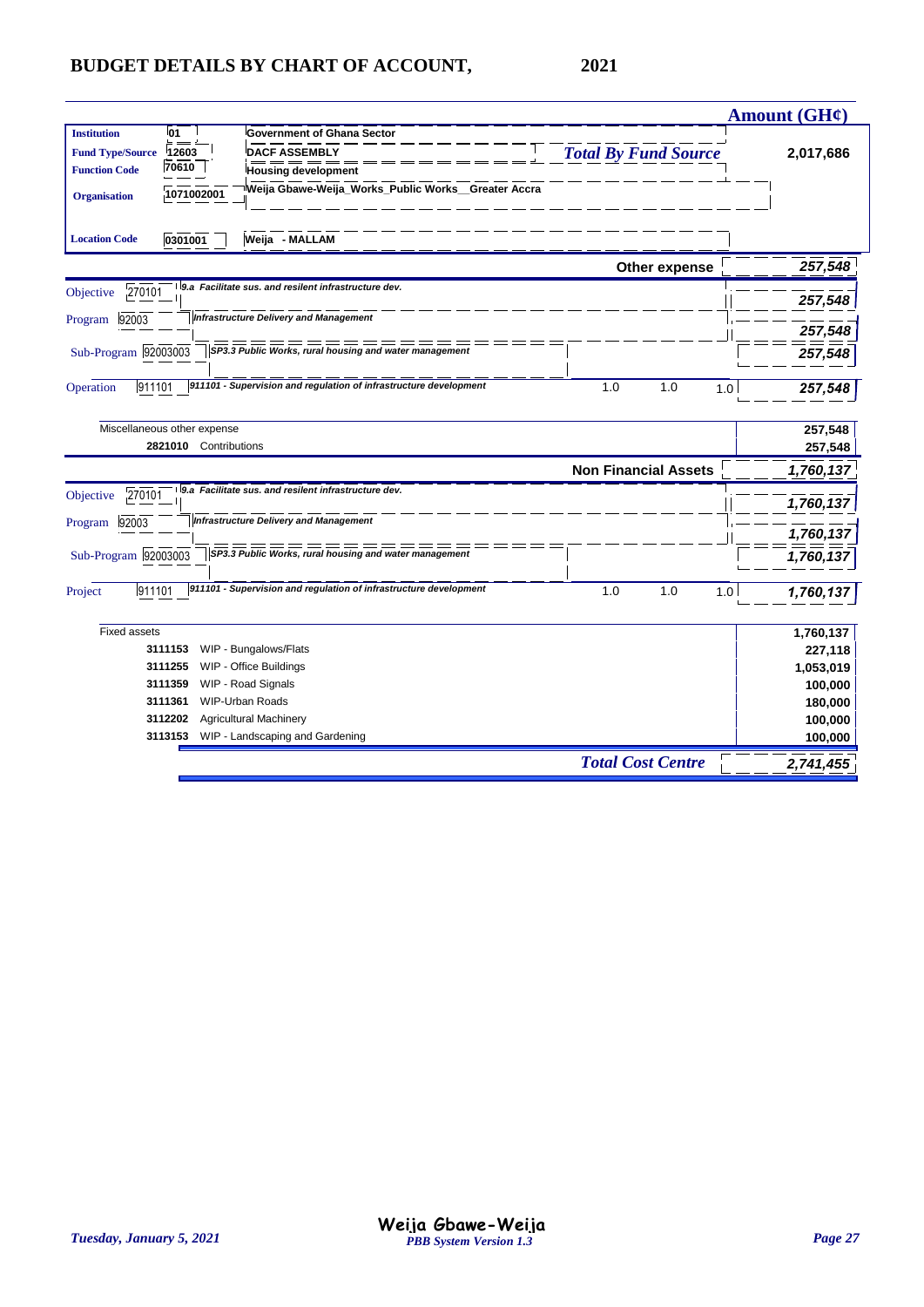# BUDGET DETAILS BY CHART OF ACCOUNT, 2021

| | | | | Amount (GH¢) |
|---|---|---|---|---|
| Institution | 01 | Government of Ghana Sector | | |
| Fund Type/Source | 12603 | DACF ASSEMBLY | *Total By Fund Source* | 2,017,686 |
| Function Code | 70610 | Housing development | | |
| Organisation | 1071002001 | Weija Gbawe-Weija_Works_Public Works__Greater Accra | | |
| Location Code | 0301001 | Weija - MALLAM | | |

| | | | | | | |
|---|---|---|---|---|---|---|
| | | | **Other expense** | | | ***257,548*** |
| Objective | 270101 | *9.a Facilitate sus. and resilient infrastructure dev.* | | | | ***257,548*** |
| Program | 92003 | *Infrastructure Delivery and Management* | | | | ***257,548*** |
| Sub-Program | 92003003 | *SP3.3 Public Works, rural housing and water management* | | | | ***257,548*** |
| Operation | 911101 | *911101 - Supervision and regulation of infrastructure development* | 1.0 | 1.0 | 1.0 | ***257,548*** |
| Miscellaneous other expense | | | | | | **257,548** |
| | 2821010 | Contributions | | | | **257,548** |
| | | | **Non Financial Assets** | | | ***1,760,137*** |
| Objective | 270101 | *9.a Facilitate sus. and resilient infrastructure dev.* | | | | ***1,760,137*** |
| Program | 92003 | *Infrastructure Delivery and Management* | | | | ***1,760,137*** |
| Sub-Program | 92003003 | *SP3.3 Public Works, rural housing and water management* | | | | ***1,760,137*** |
| Project | 911101 | *911101 - Supervision and regulation of infrastructure development* | 1.0 | 1.0 | 1.0 | ***1,760,137*** |
| Fixed assets | | | | | | **1,760,137** |
| | 3111153 | WIP - Bungalows/Flats | | | | **227,118** |
| | 3111255 | WIP - Office Buildings | | | | **1,053,019** |
| | 3111359 | WIP - Road Signals | | | | **100,000** |
| | 3111361 | WIP-Urban Roads | | | | **180,000** |
| | 3112202 | Agricultural Machinery | | | | **100,000** |
| | 3113153 | WIP - Landscaping and Gardening | | | | **100,000** |
| | | | *Total Cost Centre* | | | ***2,741,455*** |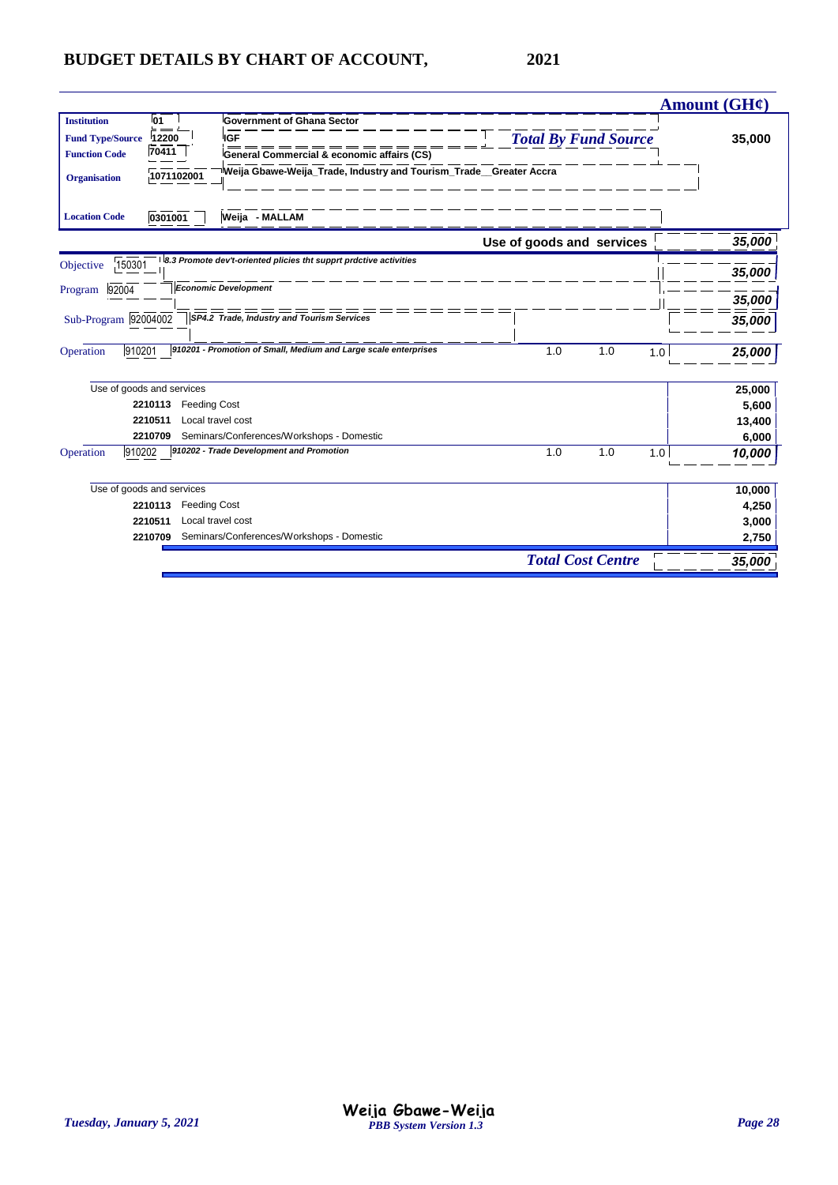# BUDGET DETAILS BY CHART OF ACCOUNT, 2021

| | | | Amount (GH¢) |
|---|---|---|---|
| **Institution** | 01 | Government of Ghana Sector | |
| **Fund Type/Source** | 12200 | IGF | *Total By Fund Source* **35,000** |
| **Function Code** | 70411 | General Commercial & economic affairs (CS) | |
| **Organisation** | 1071102001 | Weija Gbawe-Weija_Trade, Industry and Tourism_Trade__Greater Accra | |
| **Location Code** | 0301001 | Weija - MALLAM | |

| | | | | | | Amount (GH¢) |
|---|---|---|---|---|---|---|
| | | **Use of goods and services** | | | | ***35,000*** |
| Objective | 150301 | *8.3 Promote dev't-oriented plicies tht supprt prdctive activities* | | | | ***35,000*** |
| Program | 92004 | *Economic Development* | | | | ***35,000*** |
| Sub-Program | 92004002 | *SP4.2 Trade, Industry and Tourism Services* | | | | ***35,000*** |
| Operation | 910201 | *910201 - Promotion of Small, Medium and Large scale enterprises* | 1.0 | 1.0 | 1.0 | ***25,000*** |
| | | Use of goods and services | | | | **25,000** |
| | **2210113** | Feeding Cost | | | | **5,600** |
| | **2210511** | Local travel cost | | | | **13,400** |
| | **2210709** | Seminars/Conferences/Workshops - Domestic | | | | **6,000** |
| Operation | 910202 | *910202 - Trade Development and Promotion* | 1.0 | 1.0 | 1.0 | ***10,000*** |
| | | Use of goods and services | | | | **10,000** |
| | **2210113** | Feeding Cost | | | | **4,250** |
| | **2210511** | Local travel cost | | | | **3,000** |
| | **2210709** | Seminars/Conferences/Workshops - Domestic | | | | **2,750** |
| | | ***Total Cost Centre*** | | | | ***35,000*** |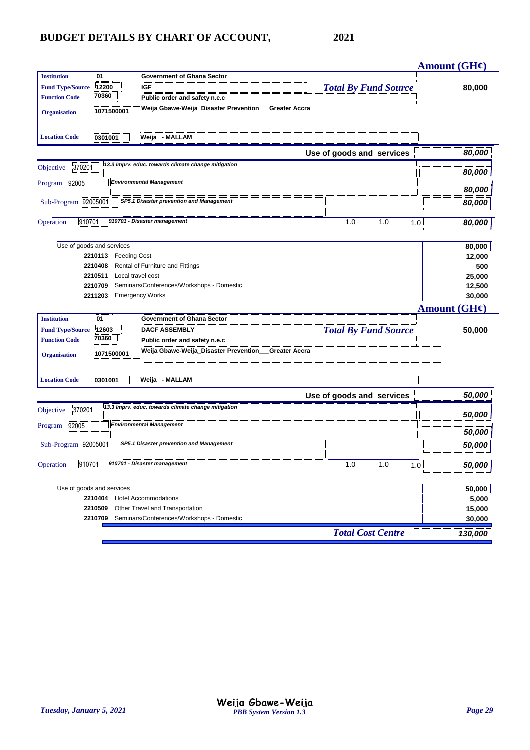# BUDGET DETAILS BY CHART OF ACCOUNT, 2021

**Amount (GH¢)**

| | | | |
|---|---|---|---|
| **Institution** | 01 | Government of Ghana Sector | |
| **Fund Type/Source** | 12200 | IGF | *Total By Fund Source* **80,000** |
| **Function Code** | 70360 | Public order and safety n.e.c | |
| **Organisation** | 1071500001 | Weija Gbawe-Weija_Disaster Prevention___Greater Accra | |
| **Location Code** | 0301001 | Weija - MALLAM | |

| | | | | | Amount |
|---|---|---|---|---|---|
| | | **Use of goods and services** | | | *80,000* |
| Objective | 370201 | *13.3 Imprv. educ. towards climate change mitigation* | | | *80,000* |
| Program | 92005 | *Environmental Management* | | | *80,000* |
| Sub-Program | 92005001 | *SP5.1 Disaster prevention and Management* | | | *80,000* |
| Operation | 910701 | *910701 - Disaster management* | 1.0 | 1.0 | 1.0 | *80,000* |

| Code | Description | Amount |
|---|---|---|
| | Use of goods and services | **80,000** |
| 2210113 | Feeding Cost | **12,000** |
| 2210408 | Rental of Furniture and Fittings | **500** |
| 2210511 | Local travel cost | **25,000** |
| 2210709 | Seminars/Conferences/Workshops - Domestic | **12,500** |
| 2211203 | Emergency Works | **30,000** |

**Amount (GH¢)**

| | | | |
|---|---|---|---|
| **Institution** | 01 | Government of Ghana Sector | |
| **Fund Type/Source** | 12603 | DACF ASSEMBLY | *Total By Fund Source* **50,000** |
| **Function Code** | 70360 | Public order and safety n.e.c | |
| **Organisation** | 1071500001 | Weija Gbawe-Weija_Disaster Prevention___Greater Accra | |
| **Location Code** | 0301001 | Weija - MALLAM | |

| | | | | | Amount |
|---|---|---|---|---|---|
| | | **Use of goods and services** | | | *50,000* |
| Objective | 370201 | *13.3 Imprv. educ. towards climate change mitigation* | | | *50,000* |
| Program | 92005 | *Environmental Management* | | | *50,000* |
| Sub-Program | 92005001 | *SP5.1 Disaster prevention and Management* | | | *50,000* |
| Operation | 910701 | *910701 - Disaster management* | 1.0 | 1.0 | 1.0 | *50,000* |

| Code | Description | Amount |
|---|---|---|
| | Use of goods and services | **50,000** |
| 2210404 | Hotel Accommodations | **5,000** |
| 2210509 | Other Travel and Transportation | **15,000** |
| 2210709 | Seminars/Conferences/Workshops - Domestic | **30,000** |
| | *Total Cost Centre* | ***130,000*** |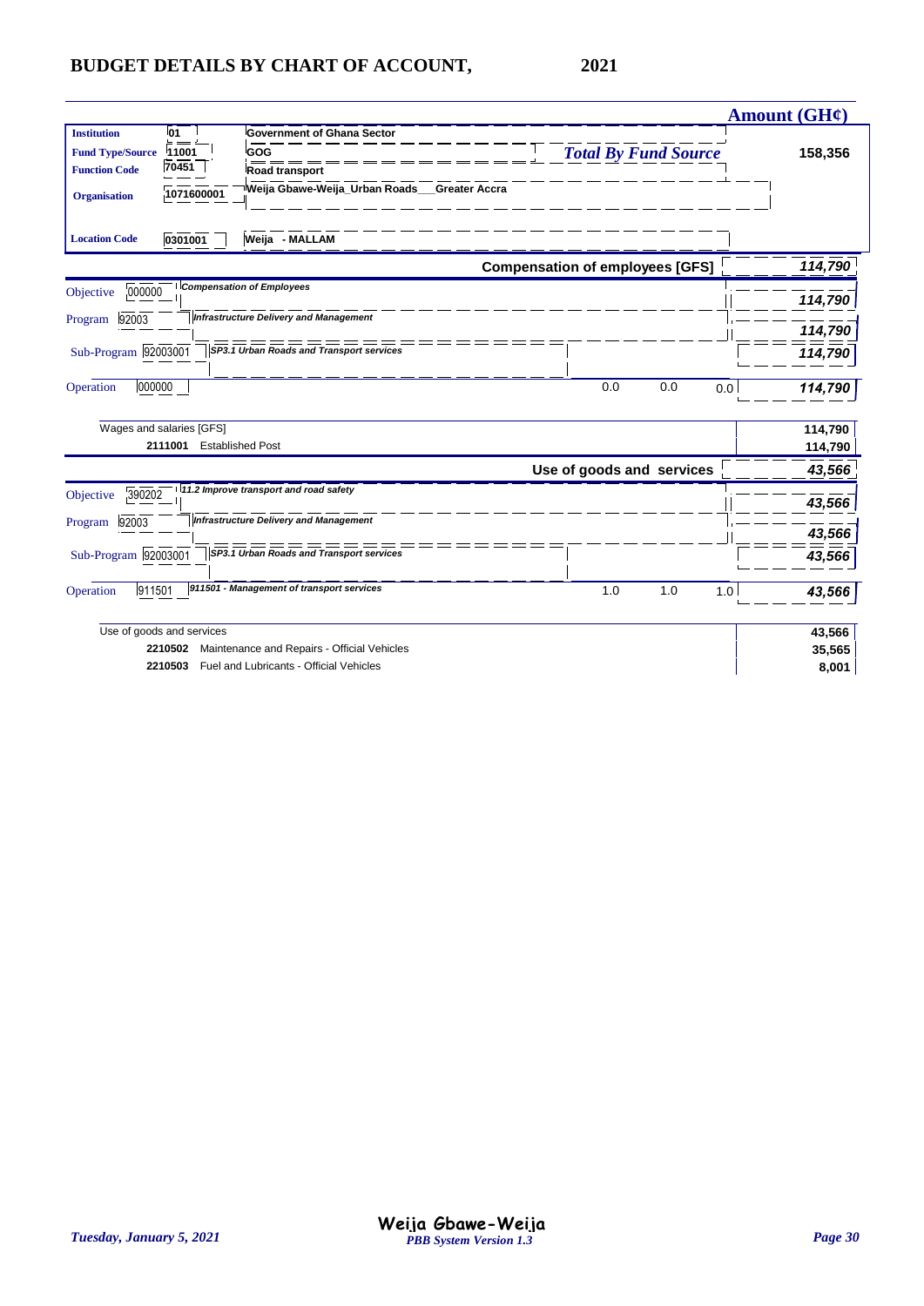# BUDGET DETAILS BY CHART OF ACCOUNT, 2021

| | | | | | | Amount (GH¢) |
|---|---|---|---|---|---|---|
| **Institution** | 01 | Government of Ghana Sector | | | | |
| **Fund Type/Source** | 11001 | GOG | *Total By Fund Source* | | | 158,356 |
| **Function Code** | 70451 | Road transport | | | | |
| **Organisation** | 1071600001 | Weija Gbawe-Weija_Urban Roads___Greater Accra | | | | |
| **Location Code** | 0301001 | Weija - MALLAM | | | | |
| | | | **Compensation of employees [GFS]** | | | *114,790* |
| Objective | 000000 | *Compensation of Employees* | | | | *114,790* |
| Program | 92003 | *Infrastructure Delivery and Management* | | | | *114,790* |
| Sub-Program | 92003001 | *SP3.1 Urban Roads and Transport services* | | | | *114,790* |
| Operation | 000000 | | 0.0 | 0.0 | 0.0 | *114,790* |
| Wages and salaries [GFS] | | | | | | 114,790 |
| | 2111001 | Established Post | | | | 114,790 |
| | | | **Use of goods and services** | | | *43,566* |
| Objective | 390202 | *11.2 Improve transport and road safety* | | | | *43,566* |
| Program | 92003 | *Infrastructure Delivery and Management* | | | | *43,566* |
| Sub-Program | 92003001 | *SP3.1 Urban Roads and Transport services* | | | | *43,566* |
| Operation | 911501 | *911501 - Management of transport services* | 1.0 | 1.0 | 1.0 | *43,566* |
| Use of goods and services | | | | | | 43,566 |
| | 2210502 | Maintenance and Repairs - Official Vehicles | | | | 35,565 |
| | 2210503 | Fuel and Lubricants - Official Vehicles | | | | 8,001 |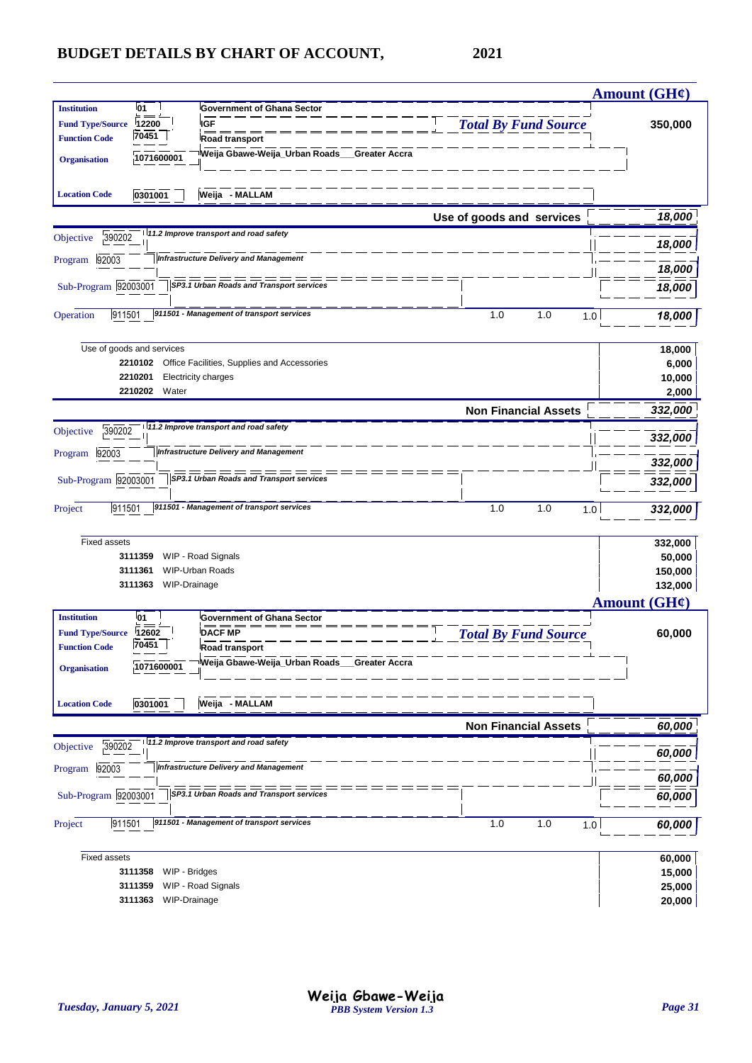# BUDGET DETAILS BY CHART OF ACCOUNT, 2021

**Amount (GH¢)**

| | | | |
|---|---|---|---|
| **Institution** | 01 | Government of Ghana Sector | |
| **Fund Type/Source** | 12200 | IGF | ***Total By Fund Source*** **350,000** |
| **Function Code** | 70451 | Road transport | |
| **Organisation** | 1071600001 | Weija Gbawe-Weija_Urban Roads___Greater Accra | |
| **Location Code** | 0301001 | Weija - MALLAM | |

| | | | | | | |
|---|---|---|---|---|---|---|
| | | **Use of goods and services** | | | | ***18,000*** |
| Objective | 390202 | *11.2 Improve transport and road safety* | | | | ***18,000*** |
| Program | 92003 | *Infrastructure Delivery and Management* | | | | ***18,000*** |
| Sub-Program | 92003001 | *SP3.1 Urban Roads and Transport services* | | | | ***18,000*** |
| Operation | 911501 | *911501 - Management of transport services* | 1.0 | 1.0 | 1.0 | ***18,000*** |

| | | |
|---|---|---|
| Use of goods and services | | **18,000** |
| **2210102** | Office Facilities, Supplies and Accessories | **6,000** |
| **2210201** | Electricity charges | **10,000** |
| **2210202** | Water | **2,000** |

| | | | | | | |
|---|---|---|---|---|---|---|
| | | **Non Financial Assets** | | | | ***332,000*** |
| Objective | 390202 | *11.2 Improve transport and road safety* | | | | ***332,000*** |
| Program | 92003 | *Infrastructure Delivery and Management* | | | | ***332,000*** |
| Sub-Program | 92003001 | *SP3.1 Urban Roads and Transport services* | | | | ***332,000*** |
| Project | 911501 | *911501 - Management of transport services* | 1.0 | 1.0 | 1.0 | ***332,000*** |

| | | |
|---|---|---|
| Fixed assets | | **332,000** |
| **3111359** | WIP - Road Signals | **50,000** |
| **3111361** | WIP-Urban Roads | **150,000** |
| **3111363** | WIP-Drainage | **132,000** |

**Amount (GH¢)**

| | | | |
|---|---|---|---|
| **Institution** | 01 | Government of Ghana Sector | |
| **Fund Type/Source** | 12602 | DACF MP | ***Total By Fund Source*** **60,000** |
| **Function Code** | 70451 | Road transport | |
| **Organisation** | 1071600001 | Weija Gbawe-Weija_Urban Roads___Greater Accra | |
| **Location Code** | 0301001 | Weija - MALLAM | |

| | | | | | | |
|---|---|---|---|---|---|---|
| | | **Non Financial Assets** | | | | ***60,000*** |
| Objective | 390202 | *11.2 Improve transport and road safety* | | | | ***60,000*** |
| Program | 92003 | *Infrastructure Delivery and Management* | | | | ***60,000*** |
| Sub-Program | 92003001 | *SP3.1 Urban Roads and Transport services* | | | | ***60,000*** |
| Project | 911501 | *911501 - Management of transport services* | 1.0 | 1.0 | 1.0 | ***60,000*** |

| | | |
|---|---|---|
| Fixed assets | | **60,000** |
| **3111358** | WIP - Bridges | **15,000** |
| **3111359** | WIP - Road Signals | **25,000** |
| **3111363** | WIP-Drainage | **20,000** |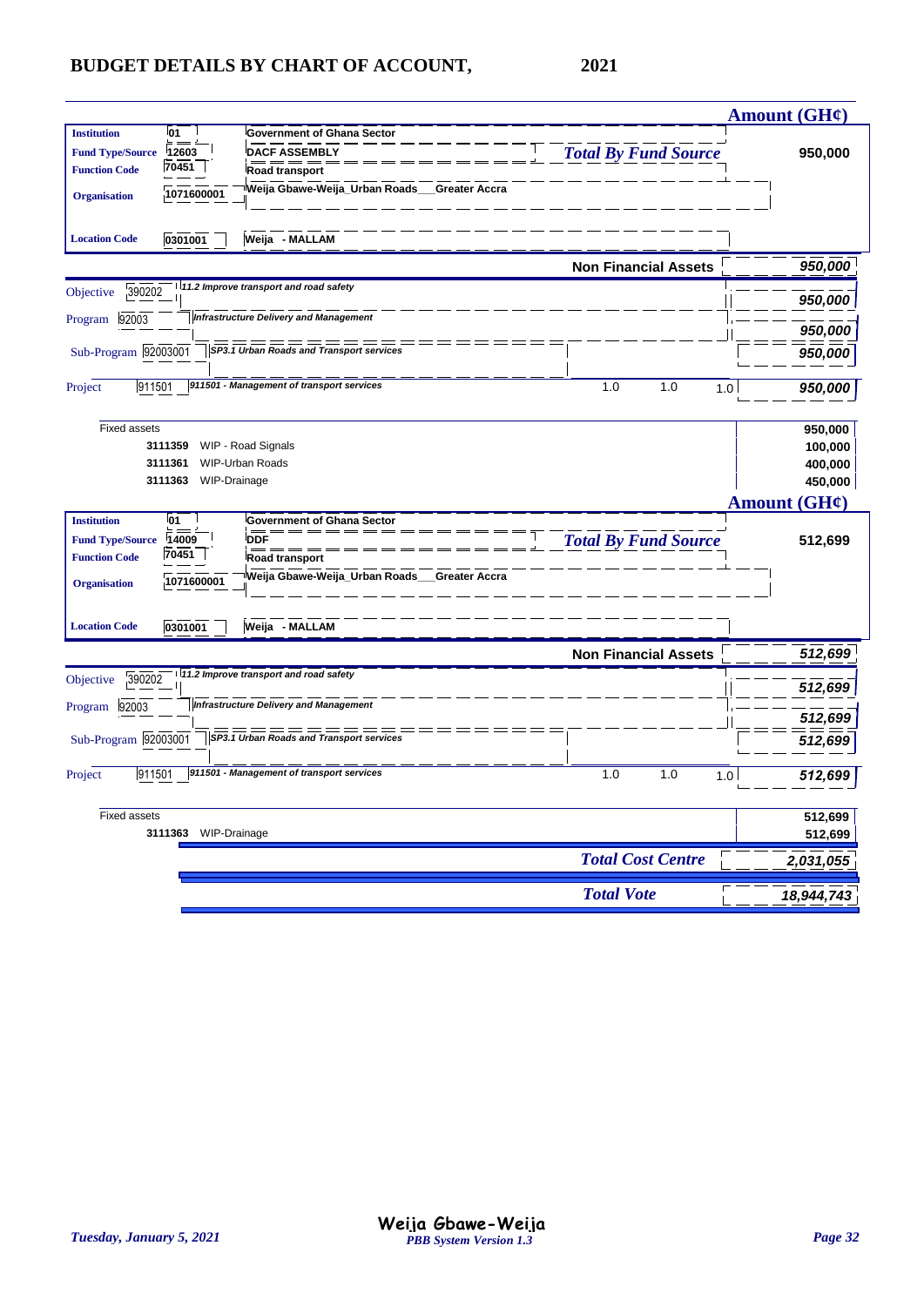# BUDGET DETAILS BY CHART OF ACCOUNT, 2021

| | | | | Amount (GH¢) |
|---|---|---|---|---|
| **Institution** | 01 | Government of Ghana Sector | | |
| **Fund Type/Source** | 12603 | DACF ASSEMBLY | *Total By Fund Source* | 950,000 |
| **Function Code** | 70451 | Road transport | | |
| **Organisation** | 1071600001 | Weija Gbawe-Weija_Urban Roads___Greater Accra | | |
| **Location Code** | 0301001 | Weija - MALLAM | | |
| | | | **Non Financial Assets** | *950,000* |
| Objective | 390202 | *11.2 Improve transport and road safety* | | *950,000* |
| Program | 92003 | *Infrastructure Delivery and Management* | | *950,000* |
| Sub-Program | 92003001 | *SP3.1 Urban Roads and Transport services* | | *950,000* |
| Project | 911501 | *911501 - Management of transport services* | 1.0 1.0 1.0 | *950,000* |
| Fixed assets | | | | 950,000 |
| | 3111359 | WIP - Road Signals | | 100,000 |
| | 3111361 | WIP-Urban Roads | | 400,000 |
| | 3111363 | WIP-Drainage | | 450,000 |

| | | | | Amount (GH¢) |
|---|---|---|---|---|
| **Institution** | 01 | Government of Ghana Sector | | |
| **Fund Type/Source** | 14009 | DDF | *Total By Fund Source* | 512,699 |
| **Function Code** | 70451 | Road transport | | |
| **Organisation** | 1071600001 | Weija Gbawe-Weija_Urban Roads___Greater Accra | | |
| **Location Code** | 0301001 | Weija - MALLAM | | |
| | | | **Non Financial Assets** | *512,699* |
| Objective | 390202 | *11.2 Improve transport and road safety* | | *512,699* |
| Program | 92003 | *Infrastructure Delivery and Management* | | *512,699* |
| Sub-Program | 92003001 | *SP3.1 Urban Roads and Transport services* | | *512,699* |
| Project | 911501 | *911501 - Management of transport services* | 1.0 1.0 1.0 | *512,699* |
| Fixed assets | | | | 512,699 |
| | 3111363 | WIP-Drainage | | 512,699 |
| | | | ***Total Cost Centre*** | *2,031,055* |
| | | | ***Total Vote*** | *18,944,743* |